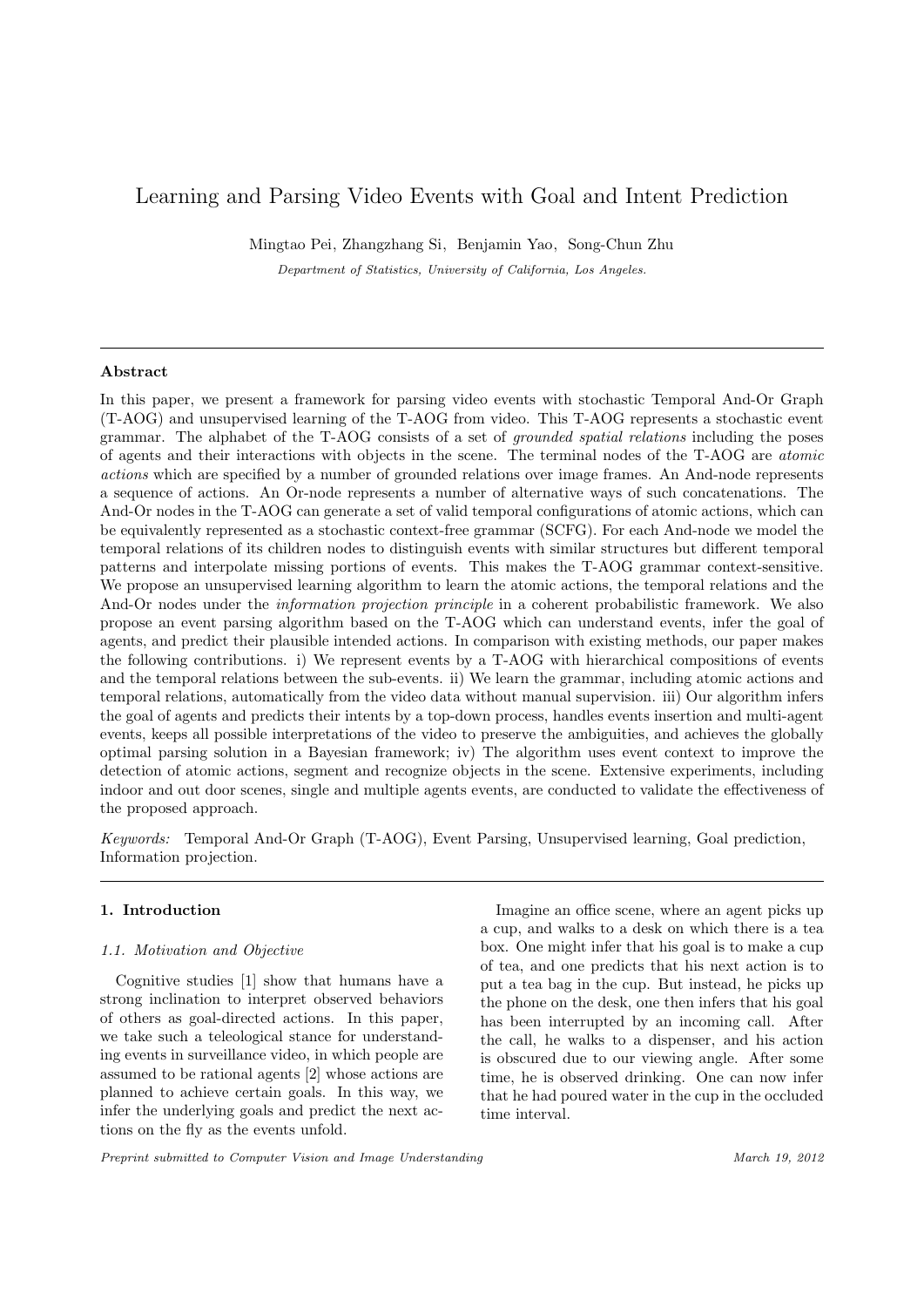# Learning and Parsing Video Events with Goal and Intent Prediction

Mingtao Pei, Zhangzhang Si, Benjamin Yao, Song-Chun Zhu

*Department of Statistics, University of California, Los Angeles.*

---

## Abstract

In this paper, we present a framework for parsing video events with stochastic Temporal And-Or Graph (T-AOG) and unsupervised learning of the T-AOG from video. This T-AOG represents a stochastic event grammar. The alphabet of the T-AOG consists of a set of *grounded spatial relations* including the poses of agents and their interactions with objects in the scene. The terminal nodes of the T-AOG are *atomic actions* which are specified by a number of grounded relations over image frames. An And-node represents a sequence of actions. An Or-node represents a number of alternative ways of such concatenations. The And-Or nodes in the T-AOG can generate a set of valid temporal configurations of atomic actions, which can be equivalently represented as a stochastic context-free grammar (SCFG). For each And-node we model the temporal relations of its children nodes to distinguish events with similar structures but different temporal patterns and interpolate missing portions of events. This makes the T-AOG grammar context-sensitive. We propose an unsupervised learning algorithm to learn the atomic actions, the temporal relations and the And-Or nodes under the *information projection principle* in a coherent probabilistic framework. We also propose an event parsing algorithm based on the T-AOG which can understand events, infer the goal of agents, and predict their plausible intended actions. In comparison with existing methods, our paper makes the following contributions. i) We represent events by a T-AOG with hierarchical compositions of events and the temporal relations between the sub-events. ii) We learn the grammar, including atomic actions and temporal relations, automatically from the video data without manual supervision. iii) Our algorithm infers the goal of agents and predicts their intents by a top-down process, handles events insertion and multi-agent events, keeps all possible interpretations of the video to preserve the ambiguities, and achieves the globally optimal parsing solution in a Bayesian framework; iv) The algorithm uses event context to improve the detection of atomic actions, segment and recognize objects in the scene. Extensive experiments, including indoor and out door scenes, single and multiple agents events, are conducted to validate the effectiveness of the proposed approach.

*Keywords:* Temporal And-Or Graph (T-AOG), Event Parsing, Unsupervised learning, Goal prediction, Information projection.

---

## 1. Introduction

### 1.1. Motivation and Objective

Cognitive studies [1] show that humans have a strong inclination to interpret observed behaviors of others as goal-directed actions. In this paper, we take such a teleological stance for understanding events in surveillance video, in which people are assumed to be rational agents [2] whose actions are planned to achieve certain goals. In this way, we infer the underlying goals and predict the next actions on the fly as the events unfold.

Imagine an office scene, where an agent picks up a cup, and walks to a desk on which there is a tea box. One might infer that his goal is to make a cup of tea, and one predicts that his next action is to put a tea bag in the cup. But instead, he picks up the phone on the desk, one then infers that his goal has been interrupted by an incoming call. After the call, he walks to a dispenser, and his action is obscured due to our viewing angle. After some time, he is observed drinking. One can now infer that he had poured water in the cup in the occluded time interval.

Preprint submitted to Computer Vision and Image Understanding March 19, 2012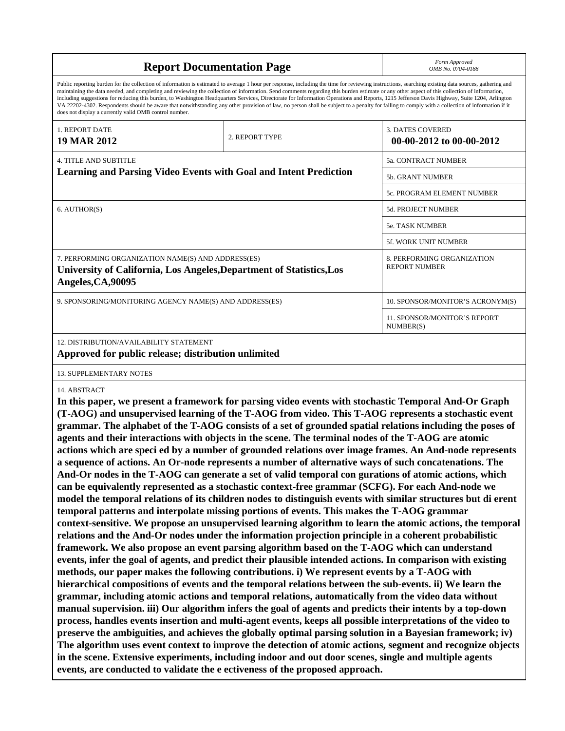# Report Documentation Page

*Form Approved*
*OMB No. 0704-0188*

Public reporting burden for the collection of information is estimated to average 1 hour per response, including the time for reviewing instructions, searching existing data sources, gathering and maintaining the data needed, and completing and reviewing the collection of information. Send comments regarding this burden estimate or any other aspect of this collection of information, including suggestions for reducing this burden, to Washington Headquarters Services, Directorate for Information Operations and Reports, 1215 Jefferson Davis Highway, Suite 1204, Arlington VA 22202-4302. Respondents should be aware that notwithstanding any other provision of law, no person shall be subject to a penalty for failing to comply with a collection of information if it does not display a currently valid OMB control number.

| | | |
|---|---|---|
| 1. REPORT DATE<br>**19 MAR 2012** | 2. REPORT TYPE | 3. DATES COVERED<br>**00-00-2012 to 00-00-2012** |
| 4. TITLE AND SUBTITLE<br>**Learning and Parsing Video Events with Goal and Intent Prediction** | | 5a. CONTRACT NUMBER |
| | | 5b. GRANT NUMBER |
| | | 5c. PROGRAM ELEMENT NUMBER |
| 6. AUTHOR(S) | | 5d. PROJECT NUMBER |
| | | 5e. TASK NUMBER |
| | | 5f. WORK UNIT NUMBER |
| 7. PERFORMING ORGANIZATION NAME(S) AND ADDRESS(ES)<br>**University of California, Los Angeles,Department of Statistics,Los Angeles,CA,90095** | | 8. PERFORMING ORGANIZATION REPORT NUMBER |
| 9. SPONSORING/MONITORING AGENCY NAME(S) AND ADDRESS(ES) | | 10. SPONSOR/MONITOR'S ACRONYM(S) |
| | | 11. SPONSOR/MONITOR'S REPORT NUMBER(S) |

12. DISTRIBUTION/AVAILABILITY STATEMENT

**Approved for public release; distribution unlimited**

13. SUPPLEMENTARY NOTES

14. ABSTRACT

**In this paper, we present a framework for parsing video events with stochastic Temporal And-Or Graph (T-AOG) and unsupervised learning of the T-AOG from video. This T-AOG represents a stochastic event grammar. The alphabet of the T-AOG consists of a set of grounded spatial relations including the poses of agents and their interactions with objects in the scene. The terminal nodes of the T-AOG are atomic actions which are speci ed by a number of grounded relations over image frames. An And-node represents a sequence of actions. An Or-node represents a number of alternative ways of such concatenations. The And-Or nodes in the T-AOG can generate a set of valid temporal con gurations of atomic actions, which can be equivalently represented as a stochastic context-free grammar (SCFG). For each And-node we model the temporal relations of its children nodes to distinguish events with similar structures but di erent temporal patterns and interpolate missing portions of events. This makes the T-AOG grammar context-sensitive. We propose an unsupervised learning algorithm to learn the atomic actions, the temporal relations and the And-Or nodes under the information projection principle in a coherent probabilistic framework. We also propose an event parsing algorithm based on the T-AOG which can understand events, infer the goal of agents, and predict their plausible intended actions. In comparison with existing methods, our paper makes the following contributions. i) We represent events by a T-AOG with hierarchical compositions of events and the temporal relations between the sub-events. ii) We learn the grammar, including atomic actions and temporal relations, automatically from the video data without manual supervision. iii) Our algorithm infers the goal of agents and predicts their intents by a top-down process, handles events insertion and multi-agent events, keeps all possible interpretations of the video to preserve the ambiguities, and achieves the globally optimal parsing solution in a Bayesian framework; iv) The algorithm uses event context to improve the detection of atomic actions, segment and recognize objects in the scene. Extensive experiments, including indoor and out door scenes, single and multiple agents events, are conducted to validate the e ectiveness of the proposed approach.**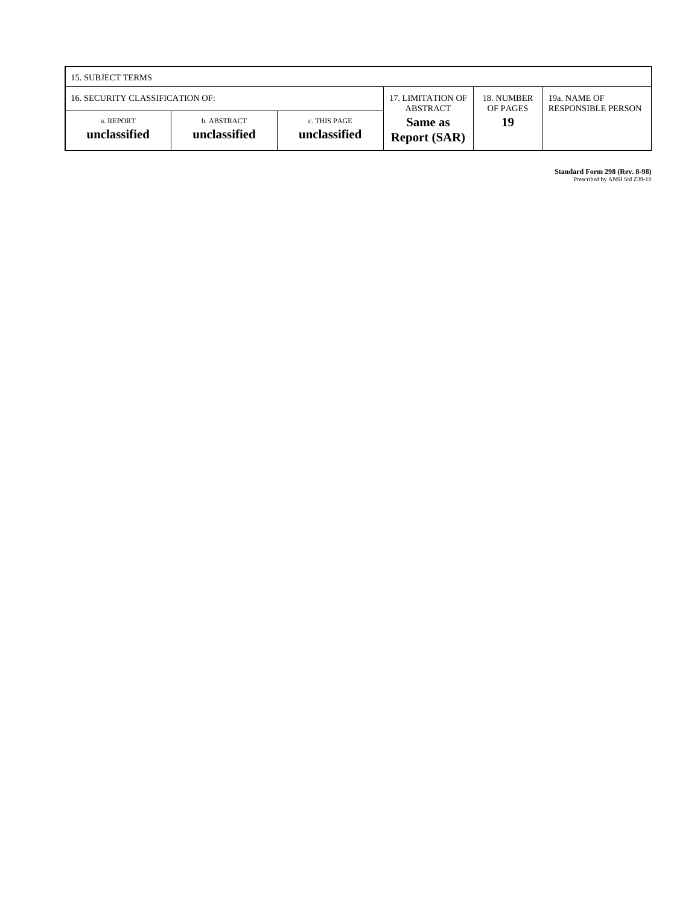| 15. SUBJECT TERMS | | | | | |
|---|---|---|---|---|---|
| 16. SECURITY CLASSIFICATION OF: | | | 17. LIMITATION OF ABSTRACT | 18. NUMBER OF PAGES | 19a. NAME OF RESPONSIBLE PERSON |
| a. REPORT **unclassified** | b. ABSTRACT **unclassified** | c. THIS PAGE **unclassified** | **Same as Report (SAR)** | **19** | |

**Standard Form 298 (Rev. 8-98)**
Prescribed by ANSI Std Z39-18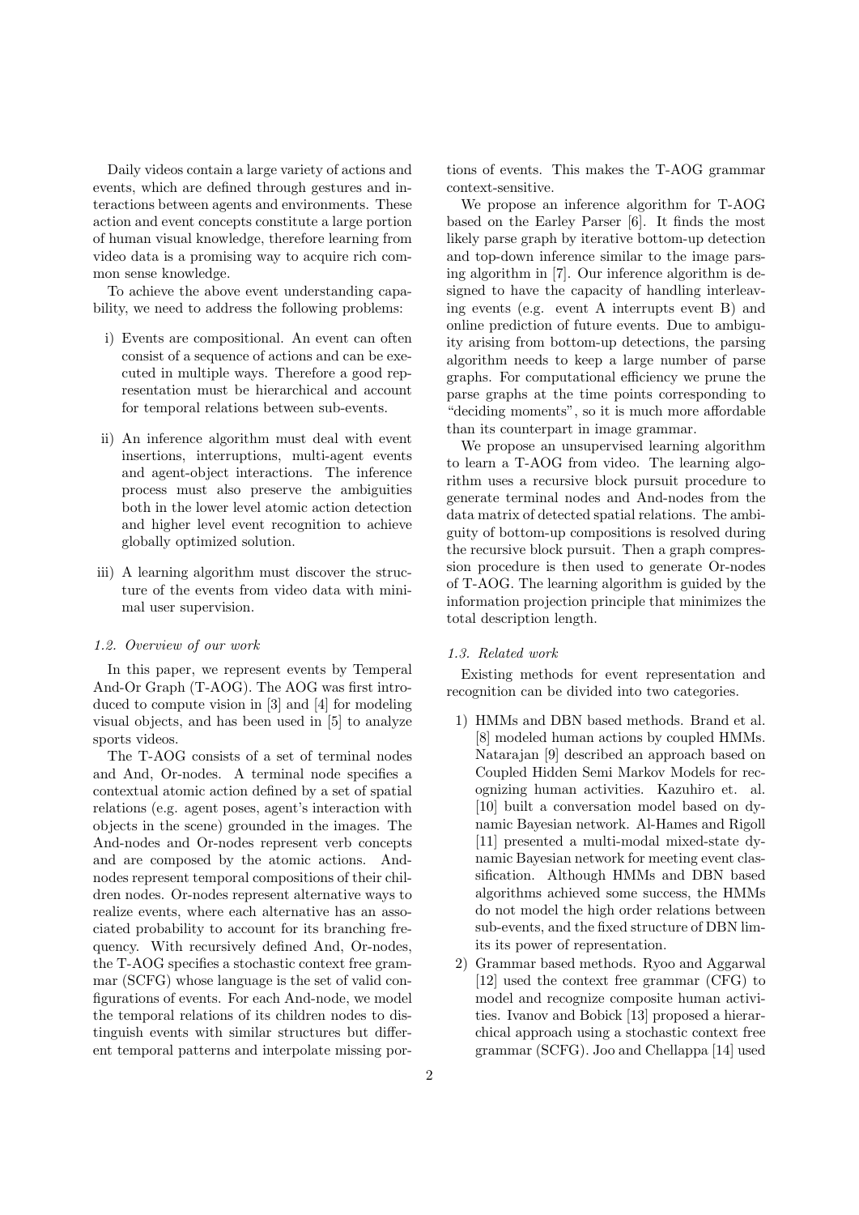Daily videos contain a large variety of actions and events, which are defined through gestures and interactions between agents and environments. These action and event concepts constitute a large portion of human visual knowledge, therefore learning from video data is a promising way to acquire rich common sense knowledge.

To achieve the above event understanding capability, we need to address the following problems:

i) Events are compositional. An event can often consist of a sequence of actions and can be executed in multiple ways. Therefore a good representation must be hierarchical and account for temporal relations between sub-events.

ii) An inference algorithm must deal with event insertions, interruptions, multi-agent events and agent-object interactions. The inference process must also preserve the ambiguities both in the lower level atomic action detection and higher level event recognition to achieve globally optimized solution.

iii) A learning algorithm must discover the structure of the events from video data with minimal user supervision.

### *1.2. Overview of our work*

In this paper, we represent events by Temperal And-Or Graph (T-AOG). The AOG was first introduced to compute vision in [3] and [4] for modeling visual objects, and has been used in [5] to analyze sports videos.

The T-AOG consists of a set of terminal nodes and And, Or-nodes. A terminal node specifies a contextual atomic action defined by a set of spatial relations (e.g. agent poses, agent's interaction with objects in the scene) grounded in the images. The And-nodes and Or-nodes represent verb concepts and are composed by the atomic actions. And-nodes represent temporal compositions of their children nodes. Or-nodes represent alternative ways to realize events, where each alternative has an associated probability to account for its branching frequency. With recursively defined And, Or-nodes, the T-AOG specifies a stochastic context free grammar (SCFG) whose language is the set of valid configurations of events. For each And-node, we model the temporal relations of its children nodes to distinguish events with similar structures but different temporal patterns and interpolate missing portions of events. This makes the T-AOG grammar context-sensitive.

We propose an inference algorithm for T-AOG based on the Earley Parser [6]. It finds the most likely parse graph by iterative bottom-up detection and top-down inference similar to the image parsing algorithm in [7]. Our inference algorithm is designed to have the capacity of handling interleaving events (e.g. event A interrupts event B) and online prediction of future events. Due to ambiguity arising from bottom-up detections, the parsing algorithm needs to keep a large number of parse graphs. For computational efficiency we prune the parse graphs at the time points corresponding to "deciding moments", so it is much more affordable than its counterpart in image grammar.

We propose an unsupervised learning algorithm to learn a T-AOG from video. The learning algorithm uses a recursive block pursuit procedure to generate terminal nodes and And-nodes from the data matrix of detected spatial relations. The ambiguity of bottom-up compositions is resolved during the recursive block pursuit. Then a graph compression procedure is then used to generate Or-nodes of T-AOG. The learning algorithm is guided by the information projection principle that minimizes the total description length.

### *1.3. Related work*

Existing methods for event representation and recognition can be divided into two categories.

1) HMMs and DBN based methods. Brand et al. [8] modeled human actions by coupled HMMs. Natarajan [9] described an approach based on Coupled Hidden Semi Markov Models for recognizing human activities. Kazuhiro et. al. [10] built a conversation model based on dynamic Bayesian network. Al-Hames and Rigoll [11] presented a multi-modal mixed-state dynamic Bayesian network for meeting event classification. Although HMMs and DBN based algorithms achieved some success, the HMMs do not model the high order relations between sub-events, and the fixed structure of DBN limits its power of representation.

2) Grammar based methods. Ryoo and Aggarwal [12] used the context free grammar (CFG) to model and recognize composite human activities. Ivanov and Bobick [13] proposed a hierarchical approach using a stochastic context free grammar (SCFG). Joo and Chellappa [14] used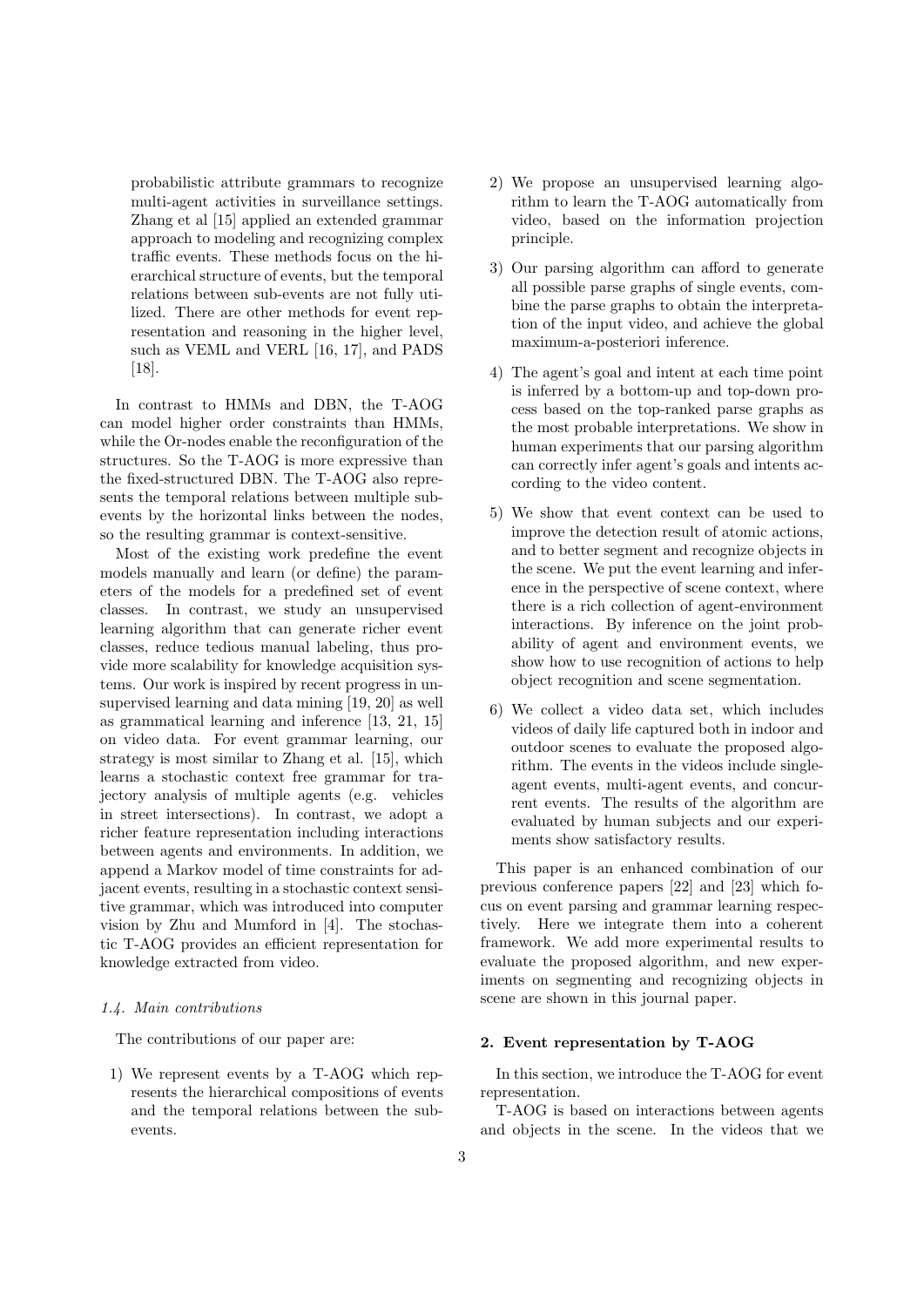probabilistic attribute grammars to recognize multi-agent activities in surveillance settings. Zhang et al [15] applied an extended grammar approach to modeling and recognizing complex traffic events. These methods focus on the hierarchical structure of events, but the temporal relations between sub-events are not fully utilized. There are other methods for event representation and reasoning in the higher level, such as VEML and VERL [16, 17], and PADS [18].

In contrast to HMMs and DBN, the T-AOG can model higher order constraints than HMMs, while the Or-nodes enable the reconfiguration of the structures. So the T-AOG is more expressive than the fixed-structured DBN. The T-AOG also represents the temporal relations between multiple sub-events by the horizontal links between the nodes, so the resulting grammar is context-sensitive.

Most of the existing work predefine the event models manually and learn (or define) the parameters of the models for a predefined set of event classes. In contrast, we study an unsupervised learning algorithm that can generate richer event classes, reduce tedious manual labeling, thus provide more scalability for knowledge acquisition systems. Our work is inspired by recent progress in unsupervised learning and data mining [19, 20] as well as grammatical learning and inference [13, 21, 15] on video data. For event grammar learning, our strategy is most similar to Zhang et al. [15], which learns a stochastic context free grammar for trajectory analysis of multiple agents (e.g. vehicles in street intersections). In contrast, we adopt a richer feature representation including interactions between agents and environments. In addition, we append a Markov model of time constraints for adjacent events, resulting in a stochastic context sensitive grammar, which was introduced into computer vision by Zhu and Mumford in [4]. The stochastic T-AOG provides an efficient representation for knowledge extracted from video.

#### *1.4. Main contributions*

The contributions of our paper are:

1) We represent events by a T-AOG which represents the hierarchical compositions of events and the temporal relations between the sub-events.
2) We propose an unsupervised learning algorithm to learn the T-AOG automatically from video, based on the information projection principle.
3) Our parsing algorithm can afford to generate all possible parse graphs of single events, combine the parse graphs to obtain the interpretation of the input video, and achieve the global maximum-a-posteriori inference.
4) The agent's goal and intent at each time point is inferred by a bottom-up and top-down process based on the top-ranked parse graphs as the most probable interpretations. We show in human experiments that our parsing algorithm can correctly infer agent's goals and intents according to the video content.
5) We show that event context can be used to improve the detection result of atomic actions, and to better segment and recognize objects in the scene. We put the event learning and inference in the perspective of scene context, where there is a rich collection of agent-environment interactions. By inference on the joint probability of agent and environment events, we show how to use recognition of actions to help object recognition and scene segmentation.
6) We collect a video data set, which includes videos of daily life captured both in indoor and outdoor scenes to evaluate the proposed algorithm. The events in the videos include single-agent events, multi-agent events, and concurrent events. The results of the algorithm are evaluated by human subjects and our experiments show satisfactory results.

This paper is an enhanced combination of our previous conference papers [22] and [23] which focus on event parsing and grammar learning respectively. Here we integrate them into a coherent framework. We add more experimental results to evaluate the proposed algorithm, and new experiments on segmenting and recognizing objects in scene are shown in this journal paper.

## 2. Event representation by T-AOG

In this section, we introduce the T-AOG for event representation.

T-AOG is based on interactions between agents and objects in the scene. In the videos that we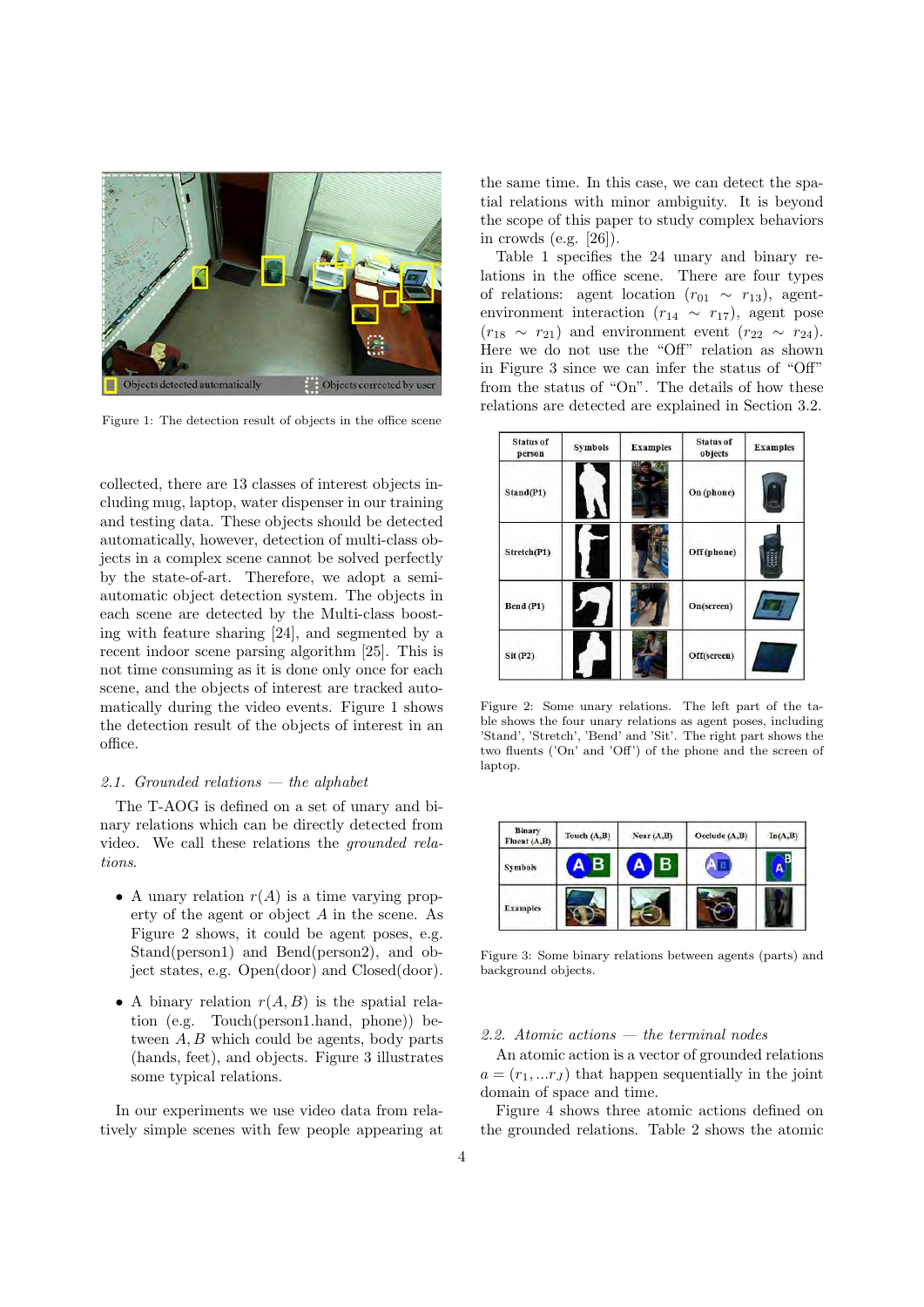Objects detected automatically    Objects corrected by user

Figure 1: The detection result of objects in the office scene

collected, there are 13 classes of interest objects including mug, laptop, water dispenser in our training and testing data. These objects should be detected automatically, however, detection of multi-class objects in a complex scene cannot be solved perfectly by the state-of-art. Therefore, we adopt a semi-automatic object detection system. The objects in each scene are detected by the Multi-class boosting with feature sharing [24], and segmented by a recent indoor scene parsing algorithm [25]. This is not time consuming as it is done only once for each scene, and the objects of interest are tracked automatically during the video events. Figure 1 shows the detection result of the objects of interest in an office.

### 2.1. *Grounded relations — the alphabet*

The T-AOG is defined on a set of unary and binary relations which can be directly detected from video. We call these relations the *grounded relations*.

- A unary relation $r(A)$ is a time varying property of the agent or object $A$ in the scene. As Figure 2 shows, it could be agent poses, e.g. Stand(person1) and Bend(person2), and object states, e.g. Open(door) and Closed(door).
- A binary relation $r(A, B)$ is the spatial relation (e.g. Touch(person1.hand, phone)) between $A, B$ which could be agents, body parts (hands, feet), and objects. Figure 3 illustrates some typical relations.

In our experiments we use video data from relatively simple scenes with few people appearing at the same time. In this case, we can detect the spatial relations with minor ambiguity. It is beyond the scope of this paper to study complex behaviors in crowds (e.g. [26]).

Table 1 specifies the 24 unary and binary relations in the office scene. There are four types of relations: agent location ($r_{01} \sim r_{13}$), agent-environment interaction ($r_{14} \sim r_{17}$), agent pose ($r_{18} \sim r_{21}$) and environment event ($r_{22} \sim r_{24}$). Here we do not use the "Off" relation as shown in Figure 3 since we can infer the status of "Off" from the status of "On". The details of how these relations are detected are explained in Section 3.2.

| Status of person | Symbols | Examples | Status of objects | Examples |
|---|---|---|---|---|
| Stand(P1) | | | On (phone) | |
| Stretch(P1) | | | Off (phone) | |
| Bend (P1) | | | On(screen) | |
| Sit (P2) | | | Off(screen) | |

Figure 2: Some unary relations. The left part of the table shows the four unary relations as agent poses, including 'Stand', 'Stretch', 'Bend' and 'Sit'. The right part shows the two fluents ('On' and 'Off') of the phone and the screen of laptop.

| Binary Fluent (A,B) | Touch (A,B) | Near (A,B) | Occlude (A,B) | In(A,B) |
|---|---|---|---|---|
| Symbols | A B | A B | A B | A B |
| Examples | | | | |

Figure 3: Some binary relations between agents (parts) and background objects.

### 2.2. *Atomic actions — the terminal nodes*

An atomic action is a vector of grounded relations $a = (r_1, ...r_J)$ that happen sequentially in the joint domain of space and time.

Figure 4 shows three atomic actions defined on the grounded relations. Table 2 shows the atomic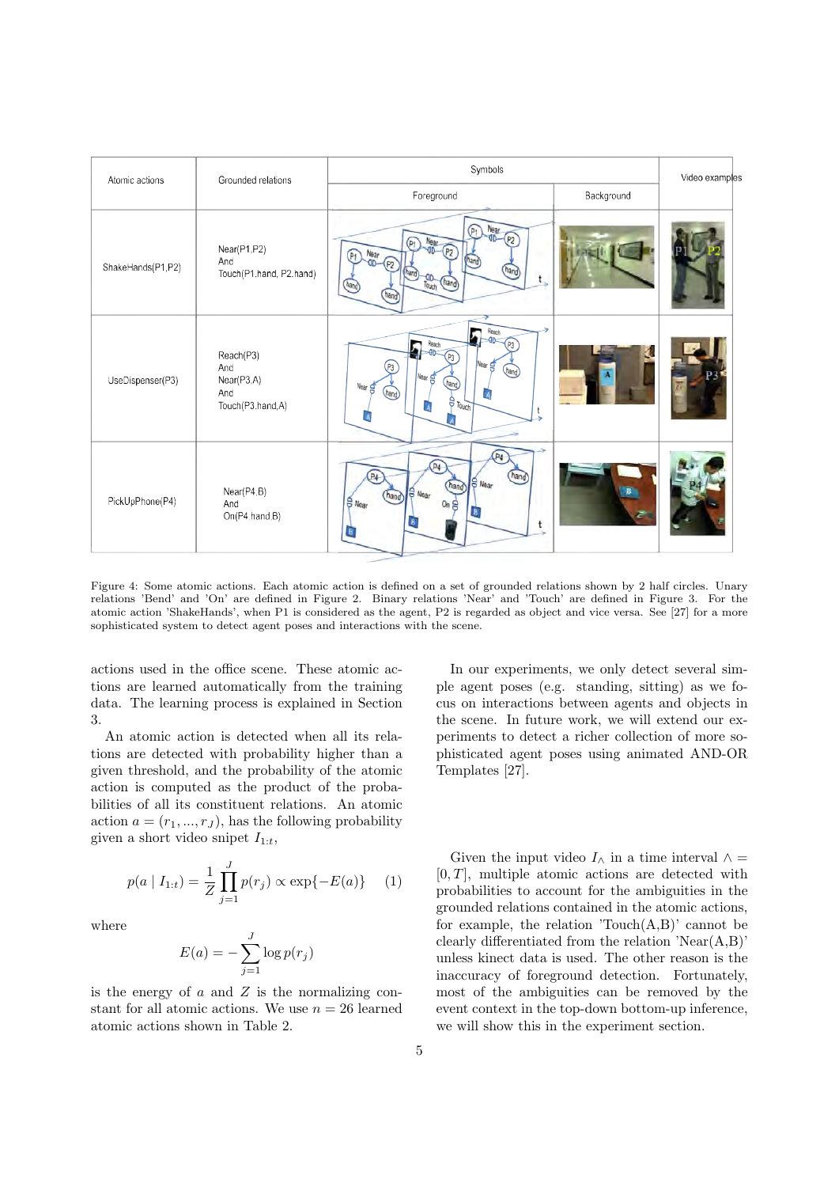| Atomic actions | Grounded relations | Symbols | | Video examples |
|---|---|---|---|---|
| | | Foreground | Background | |
| ShakeHands(P1,P2) | Near(P1,P2) And Touch(P1.hand, P2.hand) | | | |
| UseDispenser(P3) | Reach(P3) And Near(P3,A) And Touch(P3.hand,A) | | | |
| PickUpPhone(P4) | Near(P4,B) And On(P4.hand,B) | | | |

Figure 4: Some atomic actions. Each atomic action is defined on a set of grounded relations shown by 2 half circles. Unary relations 'Bend' and 'On' are defined in Figure 2. Binary relations 'Near' and 'Touch' are defined in Figure 3. For the atomic action 'ShakeHands', when P1 is considered as the agent, P2 is regarded as object and vice versa. See [27] for a more sophisticated system to detect agent poses and interactions with the scene.

actions used in the office scene. These atomic actions are learned automatically from the training data. The learning process is explained in Section 3.

An atomic action is detected when all its relations are detected with probability higher than a given threshold, and the probability of the atomic action is computed as the product of the probabilities of all its constituent relations. An atomic action $a = (r_1, ..., r_J)$, has the following probability given a short video snipet $I_{1:t}$,

$$p(a \mid I_{1:t}) = \frac{1}{Z} \prod_{j=1}^{J} p(r_j) \propto \exp\{-E(a)\} \quad (1)$$

where

$$E(a) = -\sum_{j=1}^{J} \log p(r_j)$$

is the energy of $a$ and $Z$ is the normalizing constant for all atomic actions. We use $n = 26$ learned atomic actions shown in Table 2.

In our experiments, we only detect several simple agent poses (e.g. standing, sitting) as we focus on interactions between agents and objects in the scene. In future work, we will extend our experiments to detect a richer collection of more sophisticated agent poses using animated AND-OR Templates [27].

Given the input video $I_\wedge$ in a time interval $\wedge = [0, T]$, multiple atomic actions are detected with probabilities to account for the ambiguities in the grounded relations contained in the atomic actions, for example, the relation 'Touch(A,B)' cannot be clearly differentiated from the relation 'Near(A,B)' unless kinect data is used. The other reason is the inaccuracy of foreground detection. Fortunately, most of the ambiguities can be removed by the event context in the top-down bottom-up inference, we will show this in the experiment section.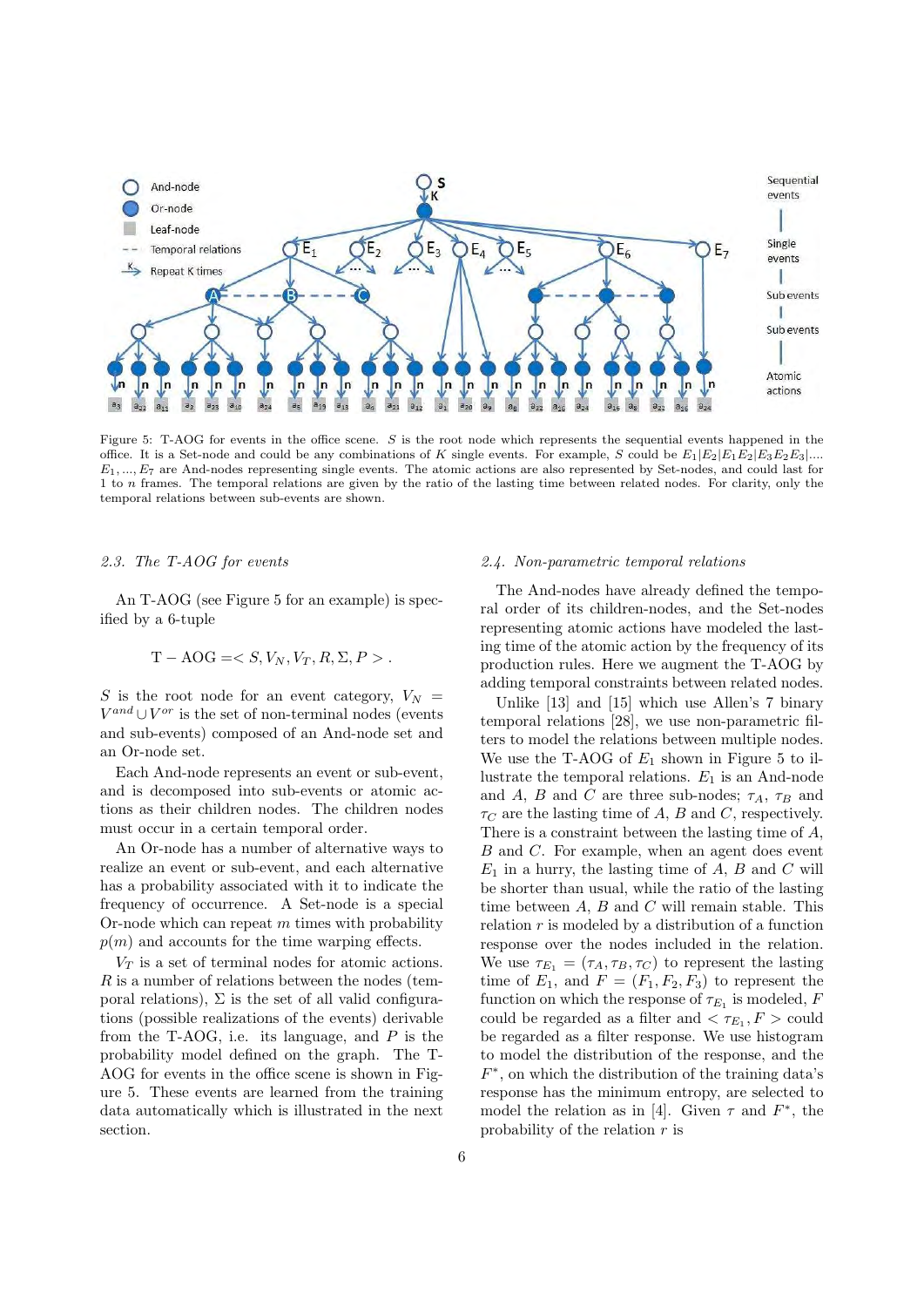Figure 5: T-AOG for events in the office scene. $S$ is the root node which represents the sequential events happened in the office. It is a Set-node and could be any combinations of $K$ single events. For example, $S$ could be $E_1|E_2|E_1E_2|E_1E_2E_3|...$. $E_1, ..., E_7$ are And-nodes representing single events. The atomic actions are also represented by Set-nodes, and could last for 1 to $n$ frames. The temporal relations are given by the ratio of the lasting time between related nodes. For clarity, only the temporal relations between sub-events are shown.

### 2.3. The T-AOG for events

An T-AOG (see Figure 5 for an example) is specified by a 6-tuple

$$\mathrm{T-AOG} = < S, V_N, V_T, R, \Sigma, P > .$$

$S$ is the root node for an event category, $V_N = V^{and} \cup V^{or}$ is the set of non-terminal nodes (events and sub-events) composed of an And-node set and an Or-node set.

Each And-node represents an event or sub-event, and is decomposed into sub-events or atomic actions as their children nodes. The children nodes must occur in a certain temporal order.

An Or-node has a number of alternative ways to realize an event or sub-event, and each alternative has a probability associated with it to indicate the frequency of occurrence. A Set-node is a special Or-node which can repeat $m$ times with probability $p(m)$ and accounts for the time warping effects.

$V_T$ is a set of terminal nodes for atomic actions. $R$ is a number of relations between the nodes (temporal relations), $\Sigma$ is the set of all valid configurations (possible realizations of the events) derivable from the T-AOG, i.e. its language, and $P$ is the probability model defined on the graph. The T-AOG for events in the office scene is shown in Figure 5. These events are learned from the training data automatically which is illustrated in the next section.

### 2.4. Non-parametric temporal relations

The And-nodes have already defined the temporal order of its children-nodes, and the Set-nodes representing atomic actions have modeled the lasting time of the atomic action by the frequency of its production rules. Here we augment the T-AOG by adding temporal constraints between related nodes.

Unlike [13] and [15] which use Allen's 7 binary temporal relations [28], we use non-parametric filters to model the relations between multiple nodes. We use the T-AOG of $E_1$ shown in Figure 5 to illustrate the temporal relations. $E_1$ is an And-node and $A$, $B$ and $C$ are three sub-nodes; $\tau_A$, $\tau_B$ and $\tau_C$ are the lasting time of $A$, $B$ and $C$, respectively. There is a constraint between the lasting time of $A$, $B$ and $C$. For example, when an agent does event $E_1$ in a hurry, the lasting time of $A$, $B$ and $C$ will be shorter than usual, while the ratio of the lasting time between $A$, $B$ and $C$ will remain stable. This relation $r$ is modeled by a distribution of a function response over the nodes included in the relation. We use $\tau_{E_1} = (\tau_A, \tau_B, \tau_C)$ to represent the lasting time of $E_1$, and $F = (F_1, F_2, F_3)$ to represent the function on which the response of $\tau_{E_1}$ is modeled, $F$ could be regarded as a filter and $< \tau_{E_1}, F >$ could be regarded as a filter response. We use histogram to model the distribution of the response, and the $F^*$, on which the distribution of the training data's response has the minimum entropy, are selected to model the relation as in [4]. Given $\tau$ and $F^*$, the probability of the relation $r$ is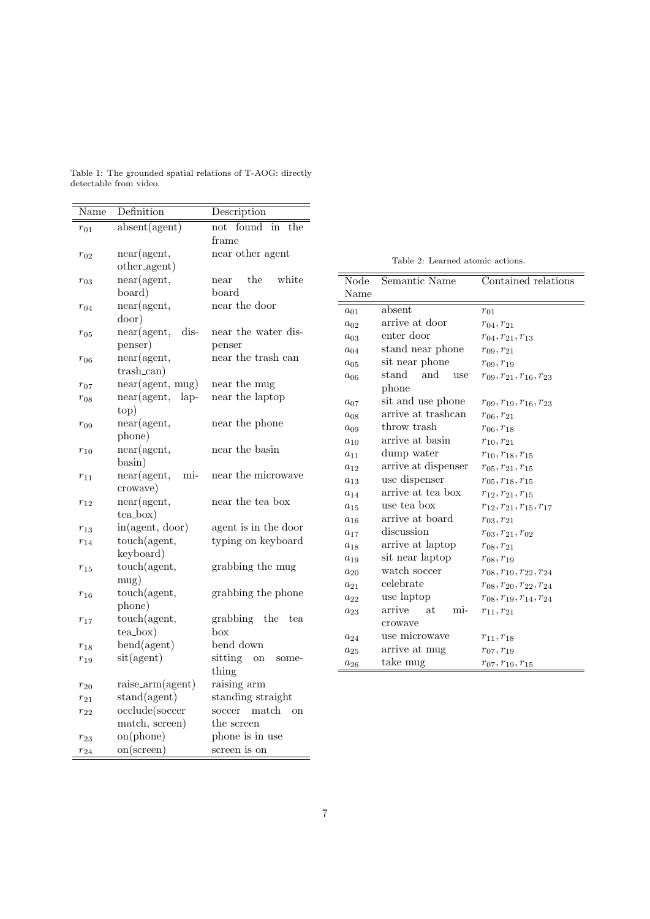Table 1: The grounded spatial relations of T-AOG: directly detectable from video.

| Name | Definition | Description |
|---|---|---|
| $r_{01}$ | absent(agent) | not found in the frame |
| $r_{02}$ | near(agent, other_agent) | near other agent |
| $r_{03}$ | near(agent, board) | near the white board |
| $r_{04}$ | near(agent, door) | near the door |
| $r_{05}$ | near(agent, dispenser) | near the water dispenser |
| $r_{06}$ | near(agent, trash_can) | near the trash can |
| $r_{07}$ | near(agent, mug) | near the mug |
| $r_{08}$ | near(agent, laptop) | near the laptop |
| $r_{09}$ | near(agent, phone) | near the phone |
| $r_{10}$ | near(agent, basin) | near the basin |
| $r_{11}$ | near(agent, microwave) | near the microwave |
| $r_{12}$ | near(agent, tea_box) | near the tea box |
| $r_{13}$ | in(agent, door) | agent is in the door |
| $r_{14}$ | touch(agent, keyboard) | typing on keyboard |
| $r_{15}$ | touch(agent, mug) | grabbing the mug |
| $r_{16}$ | touch(agent, phone) | grabbing the phone |
| $r_{17}$ | touch(agent, tea_box) | grabbing the tea box |
| $r_{18}$ | bend(agent) | bend down |
| $r_{19}$ | sit(agent) | sitting on something |
| $r_{20}$ | raise_arm(agent) | raising arm |
| $r_{21}$ | stand(agent) | standing straight |
| $r_{22}$ | occlude(soccer match, screen) | soccer match on the screen |
| $r_{23}$ | on(phone) | phone is in use |
| $r_{24}$ | on(screen) | screen is on |

Table 2: Learned atomic actions.

| Node Name | Semantic Name | Contained relations |
|---|---|---|
| $a_{01}$ | absent | $r_{01}$ |
| $a_{02}$ | arrive at door | $r_{04}, r_{21}$ |
| $a_{03}$ | enter door | $r_{04}, r_{21}, r_{13}$ |
| $a_{04}$ | stand near phone | $r_{09}, r_{21}$ |
| $a_{05}$ | sit near phone | $r_{09}, r_{19}$ |
| $a_{06}$ | stand and use phone | $r_{09}, r_{21}, r_{16}, r_{23}$ |
| $a_{07}$ | sit and use phone | $r_{09}, r_{19}, r_{16}, r_{23}$ |
| $a_{08}$ | arrive at trashcan | $r_{06}, r_{21}$ |
| $a_{09}$ | throw trash | $r_{06}, r_{18}$ |
| $a_{10}$ | arrive at basin | $r_{10}, r_{21}$ |
| $a_{11}$ | dump water | $r_{10}, r_{18}, r_{15}$ |
| $a_{12}$ | arrive at dispenser | $r_{05}, r_{21}, r_{15}$ |
| $a_{13}$ | use dispenser | $r_{05}, r_{18}, r_{15}$ |
| $a_{14}$ | arrive at tea box | $r_{12}, r_{21}, r_{15}$ |
| $a_{15}$ | use tea box | $r_{12}, r_{21}, r_{15}, r_{17}$ |
| $a_{16}$ | arrive at board | $r_{03}, r_{21}$ |
| $a_{17}$ | discussion | $r_{03}, r_{21}, r_{02}$ |
| $a_{18}$ | arrive at laptop | $r_{08}, r_{21}$ |
| $a_{19}$ | sit near laptop | $r_{08}, r_{19}$ |
| $a_{20}$ | watch soccer | $r_{08}, r_{19}, r_{22}, r_{24}$ |
| $a_{21}$ | celebrate | $r_{08}, r_{20}, r_{22}, r_{24}$ |
| $a_{22}$ | use laptop | $r_{08}, r_{19}, r_{14}, r_{24}$ |
| $a_{23}$ | arrive at microwave | $r_{11}, r_{21}$ |
| $a_{24}$ | use microwave | $r_{11}, r_{18}$ |
| $a_{25}$ | arrive at mug | $r_{07}, r_{19}$ |
| $a_{26}$ | take mug | $r_{07}, r_{19}, r_{15}$ |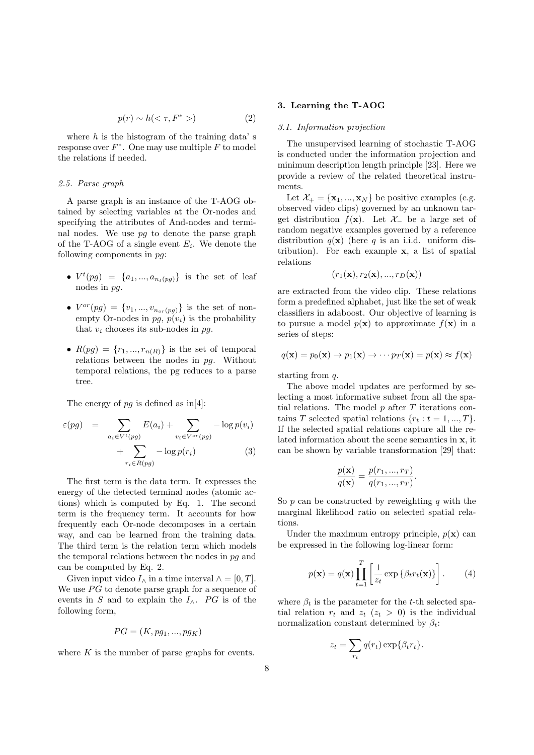$$p(r) \sim h(<\tau, F^*>) \tag{2}$$

where $h$ is the histogram of the training data' s response over $F^*$. One may use multiple $F$ to model the relations if needed.

### 2.5. Parse graph

A parse graph is an instance of the T-AOG obtained by selecting variables at the Or-nodes and specifying the attributes of And-nodes and terminal nodes. We use $pg$ to denote the parse graph of the T-AOG of a single event $E_i$. We denote the following components in $pg$:

- $V^t(pg) = \{a_1, ..., a_{n_t(pg)}\}$ is the set of leaf nodes in $pg$.
- $V^{or}(pg) = \{v_1, ..., v_{n_{or}(pg)}\}$ is the set of non-empty Or-nodes in $pg$, $p(v_i)$ is the probability that $v_i$ chooses its sub-nodes in $pg$.
- $R(pg) = \{r_1, ..., r_{n(R)}\}$ is the set of temporal relations between the nodes in $pg$. Without temporal relations, the pg reduces to a parse tree.

The energy of $pg$ is defined as in[4]:

$$\begin{aligned}\varepsilon(pg) &= \sum_{a_i \in V^t(pg)} E(a_i) + \sum_{v_i \in V^{or}(pg)} -\log p(v_i) \\ &\quad + \sum_{r_i \in R(pg)} -\log p(r_i)\end{aligned} \tag{3}$$

The first term is the data term. It expresses the energy of the detected terminal nodes (atomic actions) which is computed by Eq. 1. The second term is the frequency term. It accounts for how frequently each Or-node decomposes in a certain way, and can be learned from the training data. The third term is the relation term which models the temporal relations between the nodes in $pg$ and can be computed by Eq. 2.

Given input video $I_\wedge$ in a time interval $\wedge = [0, T]$. We use $PG$ to denote parse graph for a sequence of events in $S$ and to explain the $I_\wedge$. $PG$ is of the following form,

$$PG = (K, pg_1, ..., pg_K)$$

where $K$ is the number of parse graphs for events.

## 3. Learning the T-AOG

### 3.1. Information projection

The unsupervised learning of stochastic T-AOG is conducted under the information projection and minimum description length principle [23]. Here we provide a review of the related theoretical instruments.

Let $\mathcal{X}_+ = \{\mathbf{x}_1, ..., \mathbf{x}_N\}$ be positive examples (e.g. observed video clips) governed by an unknown target distribution $f(\mathbf{x})$. Let $\mathcal{X}_-$ be a large set of random negative examples governed by a reference distribution $q(\mathbf{x})$ (here $q$ is an i.i.d. uniform distribution). For each example $\mathbf{x}$, a list of spatial relations

$$(r_1(\mathbf{x}), r_2(\mathbf{x}), ..., r_D(\mathbf{x}))$$

are extracted from the video clip. These relations form a predefined alphabet, just like the set of weak classifiers in adaboost. Our objective of learning is to pursue a model $p(\mathbf{x})$ to approximate $f(\mathbf{x})$ in a series of steps:

$$q(\mathbf{x}) = p_0(\mathbf{x}) \rightarrow p_1(\mathbf{x}) \rightarrow \cdots p_T(\mathbf{x}) = p(\mathbf{x}) \approx f(\mathbf{x})$$

starting from $q$.

The above model updates are performed by selecting a most informative subset from all the spatial relations. The model $p$ after $T$ iterations contains $T$ selected spatial relations $\{r_t : t = 1, ..., T\}$. If the selected spatial relations capture all the related information about the scene semantics in $\mathbf{x}$, it can be shown by variable transformation [29] that:

$$\frac{p(\mathbf{x})}{q(\mathbf{x})} = \frac{p(r_1, ..., r_T)}{q(r_1, ..., r_T)}.$$

So $p$ can be constructed by reweighting $q$ with the marginal likelihood ratio on selected spatial relations.

Under the maximum entropy principle, $p(\mathbf{x})$ can be expressed in the following log-linear form:

$$p(\mathbf{x}) = q(\mathbf{x}) \prod_{t=1}^{T} \left[ \frac{1}{z_t} \exp\left\{\beta_t r_t(\mathbf{x})\right\} \right]. \tag{4}$$

where $\beta_t$ is the parameter for the $t$-th selected spatial relation $r_t$ and $z_t$ ($z_t > 0$) is the individual normalization constant determined by $\beta_t$:

$$z_t = \sum_{r_t} q(r_t) \exp\{\beta_t r_t\}.$$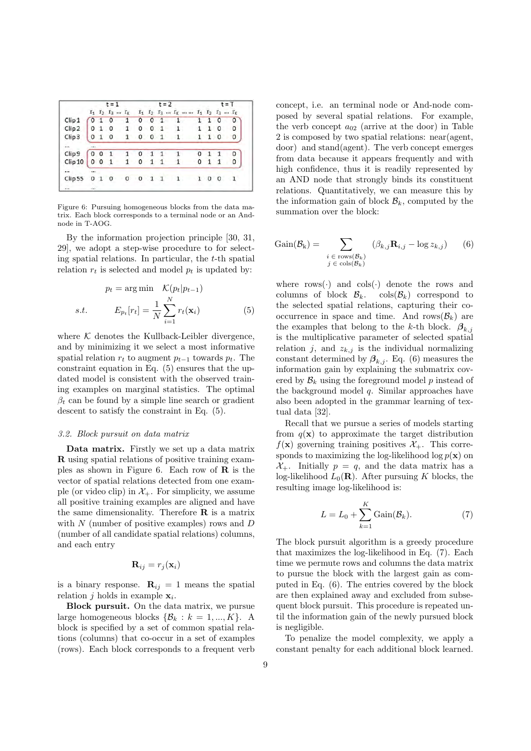t = 1 t = 2 t = T

$r_1$ $r_2$ $r_3$ ... $r_K$ $r_1$ $r_2$ $r_3$ ... $r_K$ ... ... $r_1$ $r_2$ $r_3$ ... $r_K$

Clip1 0 1 0 1 0 0 1 1 1 1 0 0

Clip2 0 1 0 1 0 0 1 1 1 1 0 0

Clip3 0 1 0 1 0 0 1 1 1 1 0 0

...

Clip9 0 0 1 1 0 1 1 1 0 1 1 0

Clip10 0 0 1 1 0 1 1 1 0 1 1 0

...

Clip55 0 1 0 0 0 1 1 1 1 0 0 1

...

Figure 6: Pursuing homogeneous blocks from the data matrix. Each block corresponds to a terminal node or an And-node in T-AOG.

By the information projection principle [30, 31, 29], we adopt a step-wise procedure to for selecting spatial relations. In particular, the $t$-th spatial relation $r_t$ is selected and model $p_t$ is updated by:

$$
\begin{aligned}
p_t &= \arg\min \quad \mathcal{K}(p_t | p_{t-1}) \\
s.t. \quad E_{p_t}[r_t] &= \frac{1}{N}\sum_{i=1}^{N} r_t(\mathbf{x}_i)
\end{aligned}
\tag{5}
$$

where $\mathcal{K}$ denotes the Kullback-Leibler divergence, and by minimizing it we select a most informative spatial relation $r_t$ to augment $p_{t-1}$ towards $p_t$. The constraint equation in Eq. (5) ensures that the updated model is consistent with the observed training examples on marginal statistics. The optimal $\beta_t$ can be found by a simple line search or gradient descent to satisfy the constraint in Eq. (5).

### 3.2. Block pursuit on data matrix

**Data matrix.** Firstly we set up a data matrix $\mathbf{R}$ using spatial relations of positive training examples as shown in Figure 6. Each row of $\mathbf{R}$ is the vector of spatial relations detected from one example (or video clip) in $\mathcal{X}_+$. For simplicity, we assume all positive training examples are aligned and have the same dimensionality. Therefore $\mathbf{R}$ is a matrix with $N$ (number of positive examples) rows and $D$ (number of all candidate spatial relations) columns, and each entry

$$
\mathbf{R}_{ij} = r_j(\mathbf{x}_i)
$$

is a binary response. $\mathbf{R}_{ij} = 1$ means the spatial relation $j$ holds in example $\mathbf{x}_i$.

**Block pursuit.** On the data matrix, we pursue large homogeneous blocks $\{\mathcal{B}_k : k = 1, ..., K\}$. A block is specified by a set of common spatial relations (columns) that co-occur in a set of examples (rows). Each block corresponds to a frequent verb concept, i.e. an terminal node or And-node composed by several spatial relations. For example, the verb concept $a_{02}$ (arrive at the door) in Table 2 is composed by two spatial relations: near(agent, door) and stand(agent). The verb concept emerges from data because it appears frequently and with high confidence, thus it is readily represented by an AND node that strongly binds its constituent relations. Quantitatively, we can measure this by the information gain of block $\mathcal{B}_k$, computed by the summation over the block:

$$
\text{Gain}(\mathcal{B}_k) = \sum_{\substack{i \,\in\, \text{rows}(\mathcal{B}_k) \\ j \,\in\, \text{cols}(\mathcal{B}_k)}} (\beta_{k,j}\mathbf{R}_{i,j} - \log z_{k,j}) \tag{6}
$$

where rows$(\cdot)$ and cols$(\cdot)$ denote the rows and columns of block $\mathcal{B}_k$. cols$(\mathcal{B}_k)$ correspond to the selected spatial relations, capturing their co-occurrence in space and time. And rows$(\mathcal{B}_k)$ are the examples that belong to the $k$-th block. $\boldsymbol{\beta}_{k,j}$ is the multiplicative parameter of selected spatial relation $j$, and $z_{k,j}$ is the individual normalizing constant determined by $\boldsymbol{\beta}_{k,j}$. Eq. (6) measures the information gain by explaining the submatrix covered by $\mathcal{B}_k$ using the foreground model $p$ instead of the background model $q$. Similar approaches have also been adopted in the grammar learning of textual data [32].

Recall that we pursue a series of models starting from $q(\mathbf{x})$ to approximate the target distribution $f(\mathbf{x})$ governing training positives $\mathcal{X}_+$. This corresponds to maximizing the log-likelihood $\log p(\mathbf{x})$ on $\mathcal{X}_+$. Initially $p = q$, and the data matrix has a log-likelihood $L_0(\mathbf{R})$. After pursuing $K$ blocks, the resulting image log-likelihood is:

$$
L = L_0 + \sum_{k=1}^{K} \text{Gain}(\mathcal{B}_k). \tag{7}
$$

The block pursuit algorithm is a greedy procedure that maximizes the log-likelihood in Eq. (7). Each time we permute rows and columns the data matrix to pursue the block with the largest gain as computed in Eq. (6). The entries covered by the block are then explained away and excluded from subsequent block pursuit. This procedure is repeated until the information gain of the newly pursued block is negligible.

To penalize the model complexity, we apply a constant penalty for each additional block learned.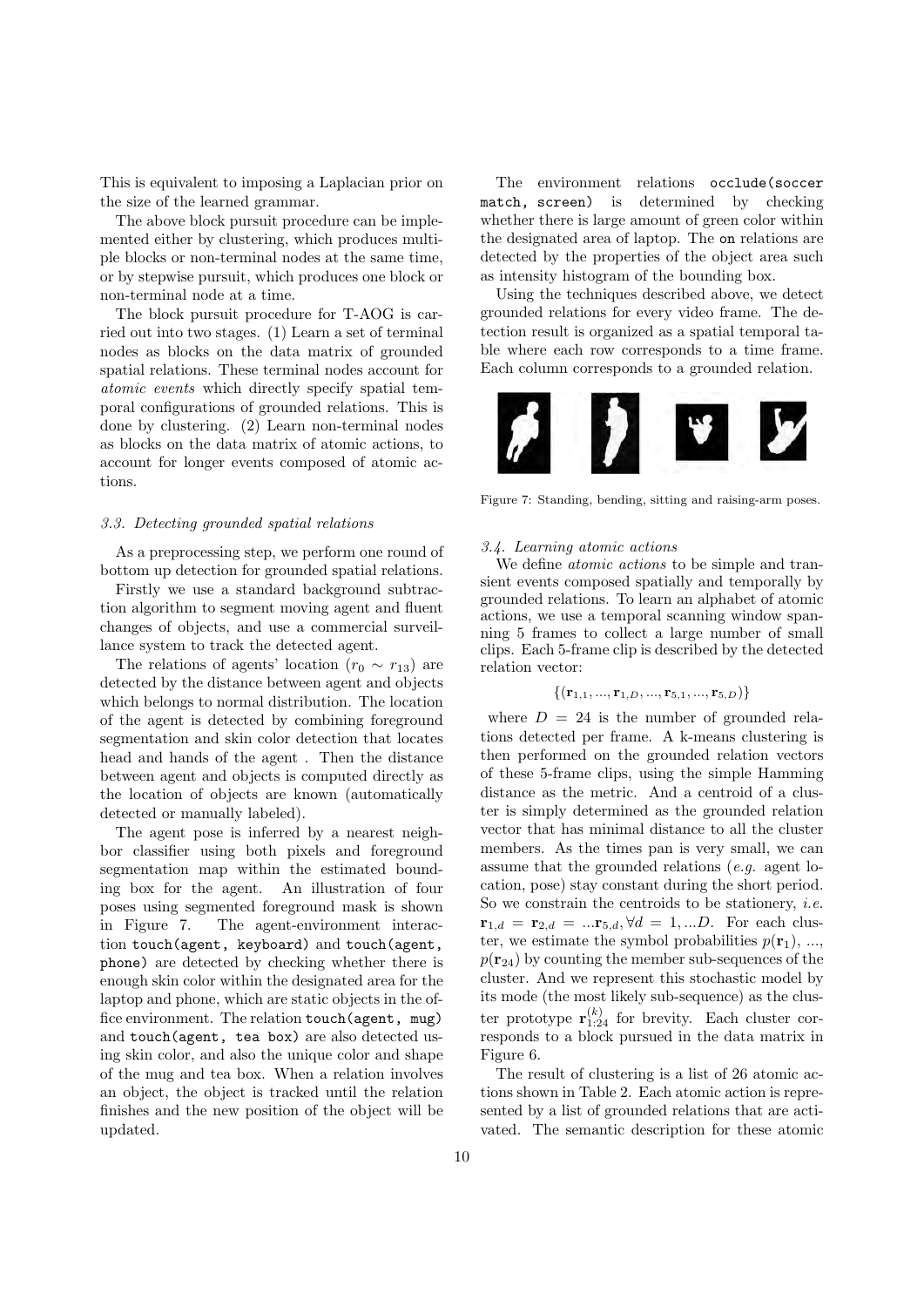This is equivalent to imposing a Laplacian prior on the size of the learned grammar.

The above block pursuit procedure can be implemented either by clustering, which produces multiple blocks or non-terminal nodes at the same time, or by stepwise pursuit, which produces one block or non-terminal node at a time.

The block pursuit procedure for T-AOG is carried out into two stages. (1) Learn a set of terminal nodes as blocks on the data matrix of grounded spatial relations. These terminal nodes account for *atomic events* which directly specify spatial temporal configurations of grounded relations. This is done by clustering. (2) Learn non-terminal nodes as blocks on the data matrix of atomic actions, to account for longer events composed of atomic actions.

### 3.3. Detecting grounded spatial relations

As a preprocessing step, we perform one round of bottom up detection for grounded spatial relations.

Firstly we use a standard background subtraction algorithm to segment moving agent and fluent changes of objects, and use a commercial surveillance system to track the detected agent.

The relations of agents' location ($r_0 \sim r_{13}$) are detected by the distance between agent and objects which belongs to normal distribution. The location of the agent is detected by combining foreground segmentation and skin color detection that locates head and hands of the agent . Then the distance between agent and objects is computed directly as the location of objects are known (automatically detected or manually labeled).

The agent pose is inferred by a nearest neighbor classifier using both pixels and foreground segmentation map within the estimated bounding box for the agent. An illustration of four poses using segmented foreground mask is shown in Figure 7. The agent-environment interaction `touch(agent, keyboard)` and `touch(agent, phone)` are detected by checking whether there is enough skin color within the designated area for the laptop and phone, which are static objects in the office environment. The relation `touch(agent, mug)` and `touch(agent, tea box)` are also detected using skin color, and also the unique color and shape of the mug and tea box. When a relation involves an object, the object is tracked until the relation finishes and the new position of the object will be updated.

The environment relations `occlude(soccer match, screen)` is determined by checking whether there is large amount of green color within the designated area of laptop. The `on` relations are detected by the properties of the object area such as intensity histogram of the bounding box.

Using the techniques described above, we detect grounded relations for every video frame. The detection result is organized as a spatial temporal table where each row corresponds to a time frame. Each column corresponds to a grounded relation.

Figure 7: Standing, bending, sitting and raising-arm poses.

### 3.4. Learning atomic actions

We define *atomic actions* to be simple and transient events composed spatially and temporally by grounded relations. To learn an alphabet of atomic actions, we use a temporal scanning window spanning 5 frames to collect a large number of small clips. Each 5-frame clip is described by the detected relation vector:

$$\{(\mathbf{r}_{1,1}, ..., \mathbf{r}_{1,D}, ..., \mathbf{r}_{5,1}, ..., \mathbf{r}_{5,D})\}$$

where $D = 24$ is the number of grounded relations detected per frame. A k-means clustering is then performed on the grounded relation vectors of these 5-frame clips, using the simple Hamming distance as the metric. And a centroid of a cluster is simply determined as the grounded relation vector that has minimal distance to all the cluster members. As the times pan is very small, we can assume that the grounded relations (*e.g.* agent location, pose) stay constant during the short period. So we constrain the centroids to be stationery, *i.e.* $\mathbf{r}_{1,d} = \mathbf{r}_{2,d} = ...\mathbf{r}_{5,d}, \forall d = 1, ...D$. For each cluster, we estimate the symbol probabilities $p(\mathbf{r}_1)$, ..., $p(\mathbf{r}_{24})$ by counting the member sub-sequences of the cluster. And we represent this stochastic model by its mode (the most likely sub-sequence) as the cluster prototype $\mathbf{r}^{(k)}_{1:24}$ for brevity. Each cluster corresponds to a block pursued in the data matrix in Figure 6.

The result of clustering is a list of 26 atomic actions shown in Table 2. Each atomic action is represented by a list of grounded relations that are activated. The semantic description for these atomic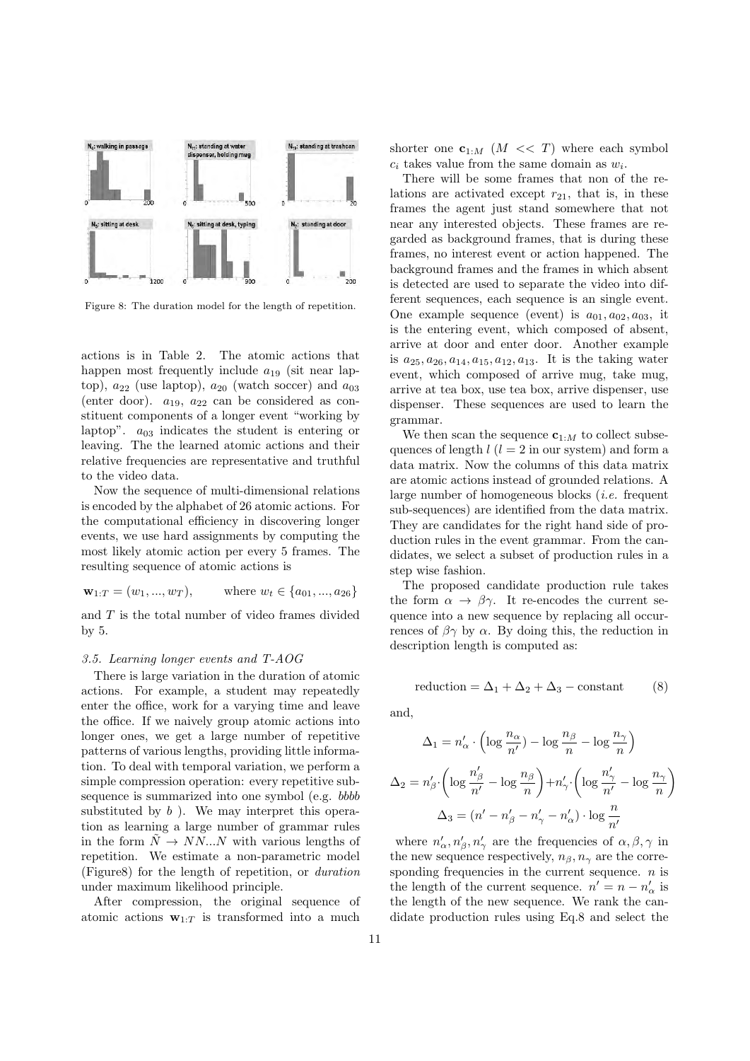Figure 8: The duration model for the length of repetition.

actions is in Table 2. The atomic actions that happen most frequently include $a_{19}$ (sit near laptop), $a_{22}$ (use laptop), $a_{20}$ (watch soccer) and $a_{03}$ (enter door). $a_{19}$, $a_{22}$ can be considered as constituent components of a longer event "working by laptop". $a_{03}$ indicates the student is entering or leaving. The the learned atomic actions and their relative frequencies are representative and truthful to the video data.

Now the sequence of multi-dimensional relations is encoded by the alphabet of 26 atomic actions. For the computational efficiency in discovering longer events, we use hard assignments by computing the most likely atomic action per every 5 frames. The resulting sequence of atomic actions is

$$\mathbf{w}_{1:T} = (w_1, ..., w_T), \qquad \text{where } w_t \in \{a_{01}, ..., a_{26}\}$$

and $T$ is the total number of video frames divided by 5.

### 3.5. Learning longer events and T-AOG

There is large variation in the duration of atomic actions. For example, a student may repeatedly enter the office, work for a varying time and leave the office. If we naively group atomic actions into longer ones, we get a large number of repetitive patterns of various lengths, providing little information. To deal with temporal variation, we perform a simple compression operation: every repetitive subsequence is summarized into one symbol (e.g. *bbbb* substituted by *b* ). We may interpret this operation as learning a large number of grammar rules in the form $\tilde{N} \rightarrow NN...N$ with various lengths of repetition. We estimate a non-parametric model (Figure8) for the length of repetition, or *duration* under maximum likelihood principle.

After compression, the original sequence of atomic actions $\mathbf{w}_{1:T}$ is transformed into a much shorter one $\mathbf{c}_{1:M}$ ($M << T$) where each symbol $c_i$ takes value from the same domain as $w_i$.

There will be some frames that non of the relations are activated except $r_{21}$, that is, in these frames the agent just stand somewhere that not near any interested objects. These frames are regarded as background frames, that is during these frames, no interest event or action happened. The background frames and the frames in which absent is detected are used to separate the video into different sequences, each sequence is an single event. One example sequence (event) is $a_{01}, a_{02}, a_{03}$, it is the entering event, which composed of absent, arrive at door and enter door. Another example is $a_{25}, a_{26}, a_{14}, a_{15}, a_{12}, a_{13}$. It is the taking water event, which composed of arrive mug, take mug, arrive at tea box, use tea box, arrive dispenser, use dispenser. These sequences are used to learn the grammar.

We then scan the sequence $\mathbf{c}_{1:M}$ to collect subsequences of length $l$ ($l = 2$ in our system) and form a data matrix. Now the columns of this data matrix are atomic actions instead of grounded relations. A large number of homogeneous blocks (*i.e.* frequent sub-sequences) are identified from the data matrix. They are candidates for the right hand side of production rules in the event grammar. From the candidates, we select a subset of production rules in a step wise fashion.

The proposed candidate production rule takes the form $\alpha \rightarrow \beta\gamma$. It re-encodes the current sequence into a new sequence by replacing all occurrences of $\beta\gamma$ by $\alpha$. By doing this, the reduction in description length is computed as:

$$\text{reduction} = \Delta_1 + \Delta_2 + \Delta_3 - \text{constant} \qquad (8)$$

and,

$$\Delta_1 = n'_\alpha \cdot \left(\log \frac{n_\alpha}{n'}) - \log \frac{n_\beta}{n} - \log \frac{n_\gamma}{n}\right)$$

$$\Delta_2 = n'_\beta \cdot \left(\log \frac{n'_\beta}{n'} - \log \frac{n_\beta}{n}\right) + n'_\gamma \cdot \left(\log \frac{n'_\gamma}{n'} - \log \frac{n_\gamma}{n}\right)$$

$$\Delta_3 = (n' - n'_\beta - n'_\gamma - n'_\alpha) \cdot \log \frac{n}{n'}$$

where $n'_\alpha, n'_\beta, n'_\gamma$ are the frequencies of $\alpha, \beta, \gamma$ in the new sequence respectively, $n_\beta, n_\gamma$ are the corresponding frequencies in the current sequence. $n$ is the length of the current sequence. $n' = n - n'_\alpha$ is the length of the new sequence. We rank the candidate production rules using Eq.8 and select the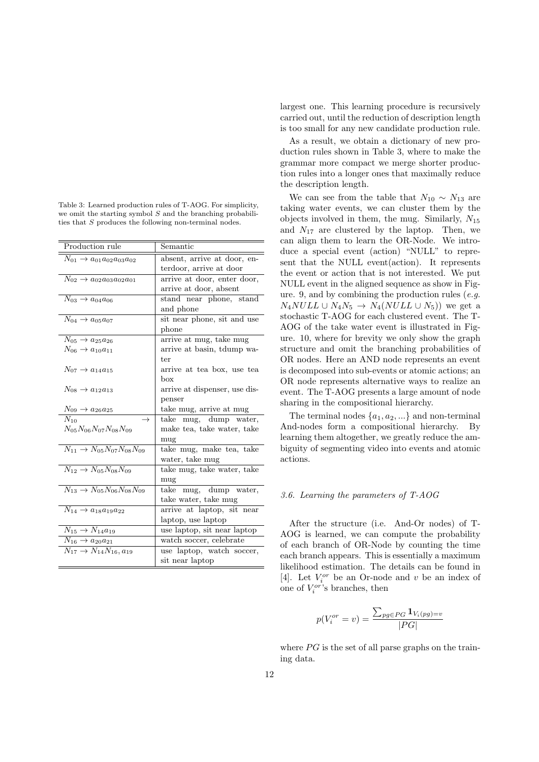Table 3: Learned production rules of T-AOG. For simplicity, we omit the starting symbol $S$ and the branching probabilities that $S$ produces the following non-terminal nodes.

| Production rule | Semantic |
|---|---|
| $N_{01} \rightarrow a_{01}a_{02}a_{03}a_{02}$ | absent, arrive at door, enterdoor, arrive at door |
| $N_{02} \rightarrow a_{02}a_{03}a_{02}a_{01}$ | arrive at door, enter door, arrive at door, absent |
| $N_{03} \rightarrow a_{04}a_{06}$ | stand near phone, stand and phone |
| $N_{04} \rightarrow a_{05}a_{07}$ | sit near phone, sit and use phone |
| $N_{05} \rightarrow a_{25}a_{26}$ | arrive at mug, take mug |
| $N_{06} \rightarrow a_{10}a_{11}$ | arrive at basin, tdump water |
| $N_{07} \rightarrow a_{14}a_{15}$ | arrive at tea box, use tea box |
| $N_{08} \rightarrow a_{12}a_{13}$ | arrive at dispenser, use dispenser |
| $N_{09} \rightarrow a_{26}a_{25}$ | take mug, arrive at mug |
| $N_{10} \rightarrow N_{05}N_{06}N_{07}N_{08}N_{09}$ | take mug, dump water, make tea, take water, take mug |
| $N_{11} \rightarrow N_{05}N_{07}N_{08}N_{09}$ | take mug, make tea, take water, take mug |
| $N_{12} \rightarrow N_{05}N_{08}N_{09}$ | take mug, take water, take mug |
| $N_{13} \rightarrow N_{05}N_{06}N_{08}N_{09}$ | take mug, dump water, take water, take mug |
| $N_{14} \rightarrow a_{18}a_{19}a_{22}$ | arrive at laptop, sit near laptop, use laptop |
| $N_{15} \rightarrow N_{14}a_{19}$ | use laptop, sit near laptop |
| $N_{16} \rightarrow a_{20}a_{21}$ | watch soccer, celebrate |
| $N_{17} \rightarrow N_{14}N_{16}, a_{19}$ | use laptop, watch soccer, sit near laptop |

largest one. This learning procedure is recursively carried out, until the reduction of description length is too small for any new candidate production rule.

As a result, we obtain a dictionary of new production rules shown in Table 3, where to make the grammar more compact we merge shorter production rules into a longer ones that maximally reduce the description length.

We can see from the table that $N_{10} \sim N_{13}$ are taking water events, we can cluster them by the objects involved in them, the mug. Similarly, $N_{15}$ and $N_{17}$ are clustered by the laptop. Then, we can align them to learn the OR-Node. We introduce a special event (action) "NULL" to represent that the NULL event(action). It represents the event or action that is not interested. We put NULL event in the aligned sequence as show in Figure. 9, and by combining the production rules (*e.g.* $N_4NULL \cup N_4N_5 \rightarrow N_4(NULL \cup N_5)$) we get a stochastic T-AOG for each clustered event. The T-AOG of the take water event is illustrated in Figure. 10, where for brevity we only show the graph structure and omit the branching probabilities of OR nodes. Here an AND node represents an event is decomposed into sub-events or atomic actions; an OR node represents alternative ways to realize an event. The T-AOG presents a large amount of node sharing in the compositional hierarchy.

The terminal nodes $\{a_1, a_2, ...\}$ and non-terminal And-nodes form a compositional hierarchy. By learning them altogether, we greatly reduce the ambiguity of segmenting video into events and atomic actions.

### *3.6. Learning the parameters of T-AOG*

After the structure (i.e. And-Or nodes) of T-AOG is learned, we can compute the probability of each branch of OR-Node by counting the time each branch appears. This is essentially a maximum likelihood estimation. The details can be found in [4]. Let $V_i^{or}$ be an Or-node and $v$ be an index of one of $V_i^{or}$'s branches, then

$$p(V_i^{or} = v) = \frac{\sum_{pg \in PG} \mathbf{1}_{V_i(pg)=v}}{|PG|}$$

where $PG$ is the set of all parse graphs on the training data.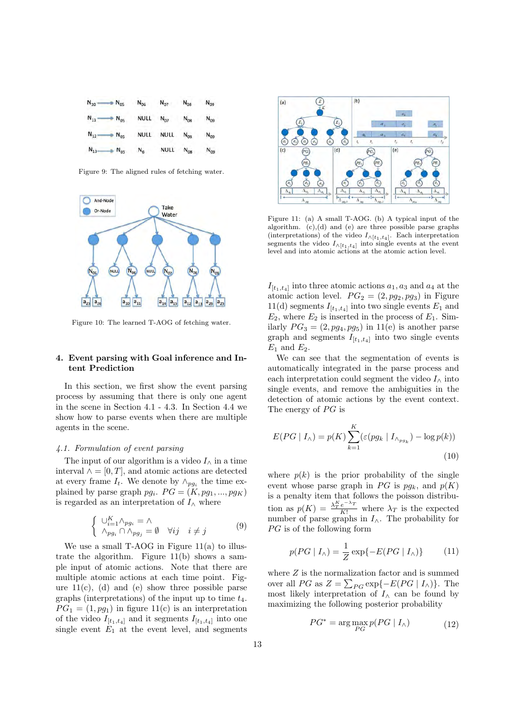| | | | | | |
|---|---|---|---|---|---|
| $N_{10}$ → | $N_{05}$ | $N_{06}$ | $N_{07}$ | $N_{08}$ | $N_{09}$ |
| $N_{11}$ → | $N_{05}$ | NULL | $N_{07}$ | $N_{08}$ | $N_{09}$ |
| $N_{12}$ → | $N_{05}$ | NULL | NULL | $N_{08}$ | $N_{09}$ |
| $N_{13}$ → | $N_{05}$ | $N_6$ | NULL | $N_{08}$ | $N_{09}$ |

Figure 9: The aligned rules of fetching water.

And-Node
Or-Node
Take Water
$N_{05}$ NULL $N_{06}$ NULL $N_{07}$ $N_{08}$ $N_{09}$
$a_{25}$ $a_{26}$ $a_{10}$ $a_{11}$ $a_{14}$ $a_{15}$ $a_{12}$ $a_{13}$ $a_{25}$ $a_{23}$

Figure 10: The learned T-AOG of fetching water.

## 4. Event parsing with Goal inference and Intent Prediction

In this section, we first show the event parsing process by assuming that there is only one agent in the scene in Section 4.1 - 4.3. In Section 4.4 we show how to parse events when there are multiple agents in the scene.

### *4.1. Formulation of event parsing*

The input of our algorithm is a video $I_\wedge$ in a time interval $\wedge = [0, T]$, and atomic actions are detected at every frame $I_t$. We denote by $\wedge_{pg_i}$ the time explained by parse graph $pg_i$. $PG = (K, pg_1, ..., pg_K)$ is regarded as an interpretation of $I_\wedge$ where

$$\begin{cases} \cup_{i=1}^{K} \wedge_{pg_i} = \wedge \\ \wedge_{pg_i} \cap \wedge_{pg_j} = \emptyset \quad \forall ij \quad i \neq j \end{cases} \tag{9}$$

We use a small T-AOG in Figure 11(a) to illustrate the algorithm. Figure 11(b) shows a sample input of atomic actions. Note that there are multiple atomic actions at each time point. Figure 11(c), (d) and (e) show three possible parse graphs (interpretations) of the input up to time $t_4$. $PG_1 = (1, pg_1)$ in figure 11(c) is an interpretation of the video $I_{[t_1,t_4]}$ and it segments $I_{[t_1,t_4]}$ into one single event $E_1$ at the event level, and segments

Figure 11: (a) A small T-AOG. (b) A typical input of the algorithm. (c),(d) and (e) are three possible parse graphs (interpretations) of the video $I_{\wedge[t_1,t_4]}$. Each interpretation segments the video $I_{\wedge[t_1,t_4]}$ into single events at the event level and into atomic actions at the atomic action level.

$I_{[t_1,t_4]}$ into three atomic actions $a_1, a_3$ and $a_4$ at the atomic action level. $PG_2 = (2, pg_2, pg_3)$ in Figure 11(d) segments $I_{[t_1,t_4]}$ into two single events $E_1$ and $E_2$, where $E_2$ is inserted in the process of $E_1$. Similarly $PG_3 = (2, pg_4, pg_5)$ in 11(e) is another parse graph and segments $I_{[t_1,t_4]}$ into two single events $E_1$ and $E_2$.

We can see that the segmentation of events is automatically integrated in the parse process and each interpretation could segment the video $I_\wedge$ into single events, and remove the ambiguities in the detection of atomic actions by the event context. The energy of $PG$ is

$$E(PG \mid I_\wedge) = p(K) \sum_{k=1}^{K} (\varepsilon(pg_k \mid I_{\wedge_{pg_k}}) - \log p(k)) \tag{10}$$

where $p(k)$ is the prior probability of the single event whose parse graph in $PG$ is $pg_k$, and $p(K)$ is a penalty item that follows the poisson distribution as $p(K) = \frac{\lambda_T^K e^{-\lambda_T}}{K!}$ where $\lambda_T$ is the expected number of parse graphs in $I_\wedge$. The probability for $PG$ is of the following form

$$p(PG \mid I_\wedge) = \frac{1}{Z} \exp\{-E(PG \mid I_\wedge)\} \tag{11}$$

where $Z$ is the normalization factor and is summed over all $PG$ as $Z = \sum_{PG} \exp\{-E(PG \mid I_\wedge)\}$. The most likely interpretation of $I_\wedge$ can be found by maximizing the following posterior probability

$$PG^* = \arg\max_{PG} p(PG \mid I_\wedge) \tag{12}$$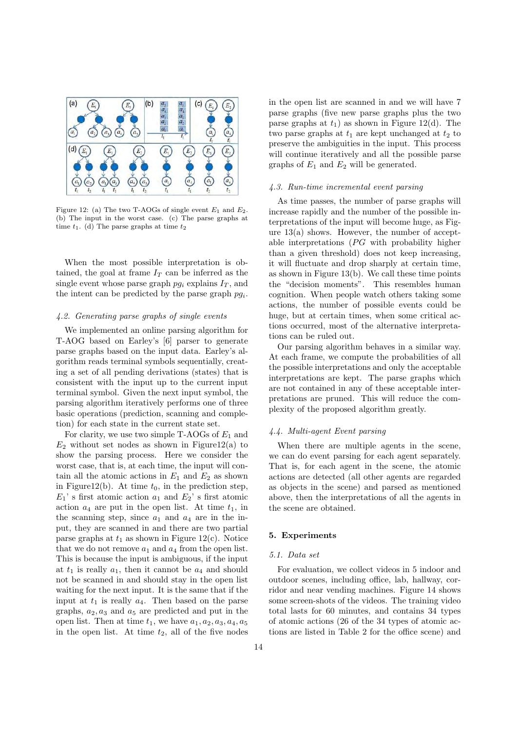Figure 12: (a) The two T-AOGs of single event $E_1$ and $E_2$. (b) The input in the worst case. (c) The parse graphs at time $t_1$. (d) The parse graphs at time $t_2$

When the most possible interpretation is obtained, the goal at frame $I_T$ can be inferred as the single event whose parse graph $pg_i$ explains $I_T$, and the intent can be predicted by the parse graph $pg_i$.

### *4.2. Generating parse graphs of single events*

We implemented an online parsing algorithm for T-AOG based on Earley's [6] parser to generate parse graphs based on the input data. Earley's algorithm reads terminal symbols sequentially, creating a set of all pending derivations (states) that is consistent with the input up to the current input terminal symbol. Given the next input symbol, the parsing algorithm iteratively performs one of three basic operations (prediction, scanning and completion) for each state in the current state set.

For clarity, we use two simple T-AOGs of $E_1$ and $E_2$ without set nodes as shown in Figure12(a) to show the parsing process. Here we consider the worst case, that is, at each time, the input will contain all the atomic actions in $E_1$ and $E_2$ as shown in Figure12(b). At time $t_0$, in the prediction step, $E_1$' s first atomic action $a_1$ and $E_2$' s first atomic action $a_4$ are put in the open list. At time $t_1$, in the scanning step, since $a_1$ and $a_4$ are in the input, they are scanned in and there are two partial parse graphs at $t_1$ as shown in Figure 12(c). Notice that we do not remove $a_1$ and $a_4$ from the open list. This is because the input is ambiguous, if the input at $t_1$ is really $a_1$, then it cannot be $a_4$ and should not be scanned in and should stay in the open list waiting for the next input. It is the same that if the input at $t_1$ is really $a_4$. Then based on the parse graphs, $a_2, a_3$ and $a_5$ are predicted and put in the open list. Then at time $t_1$, we have $a_1, a_2, a_3, a_4, a_5$ in the open list. At time $t_2$, all of the five nodes in the open list are scanned in and we will have 7 parse graphs (five new parse graphs plus the two parse graphs at $t_1$) as shown in Figure 12(d). The two parse graphs at $t_1$ are kept unchanged at $t_2$ to preserve the ambiguities in the input. This process will continue iteratively and all the possible parse graphs of $E_1$ and $E_2$ will be generated.

### *4.3. Run-time incremental event parsing*

As time passes, the number of parse graphs will increase rapidly and the number of the possible interpretations of the input will become huge, as Figure 13(a) shows. However, the number of acceptable interpretations ($PG$ with probability higher than a given threshold) does not keep increasing, it will fluctuate and drop sharply at certain time, as shown in Figure 13(b). We call these time points the "decision moments". This resembles human cognition. When people watch others taking some actions, the number of possible events could be huge, but at certain times, when some critical actions occurred, most of the alternative interpretations can be ruled out.

Our parsing algorithm behaves in a similar way. At each frame, we compute the probabilities of all the possible interpretations and only the acceptable interpretations are kept. The parse graphs which are not contained in any of these acceptable interpretations are pruned. This will reduce the complexity of the proposed algorithm greatly.

### *4.4. Multi-agent Event parsing*

When there are multiple agents in the scene, we can do event parsing for each agent separately. That is, for each agent in the scene, the atomic actions are detected (all other agents are regarded as objects in the scene) and parsed as mentioned above, then the interpretations of all the agents in the scene are obtained.

## 5. Experiments

### *5.1. Data set*

For evaluation, we collect videos in 5 indoor and outdoor scenes, including office, lab, hallway, corridor and near vending machines. Figure 14 shows some screen-shots of the videos. The training video total lasts for 60 minutes, and contains 34 types of atomic actions (26 of the 34 types of atomic actions are listed in Table 2 for the office scene) and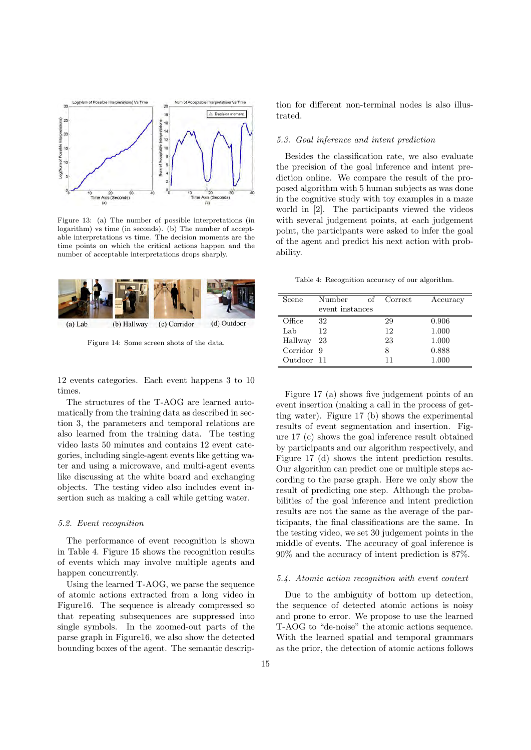Log(Num of Possible Interpretations) Vs Time

Time Axis (Seconds)

(a)

Num of Acceptable Interpretations Vs Time

Decision moment

Time Axis (Seconds)

(b)

Figure 13: (a) The number of possible interpretations (in logarithm) vs time (in seconds). (b) The number of acceptable interpretations vs time. The decision moments are the time points on which the critical actions happen and the number of acceptable interpretations drops sharply.

(a) Lab (b) Hallway (c) Corridor (d) Outdoor

Figure 14: Some screen shots of the data.

12 events categories. Each event happens 3 to 10 times.

The structures of the T-AOG are learned automatically from the training data as described in section 3, the parameters and temporal relations are also learned from the training data. The testing video lasts 50 minutes and contains 12 event categories, including single-agent events like getting water and using a microwave, and multi-agent events like discussing at the white board and exchanging objects. The testing video also includes event insertion such as making a call while getting water.

### 5.2. Event recognition

The performance of event recognition is shown in Table 4. Figure 15 shows the recognition results of events which may involve multiple agents and happen concurrently.

Using the learned T-AOG, we parse the sequence of atomic actions extracted from a long video in Figure16. The sequence is already compressed so that repeating subsequences are suppressed into single symbols. In the zoomed-out parts of the parse graph in Figure16, we also show the detected bounding boxes of the agent. The semantic description for different non-terminal nodes is also illustrated.

### 5.3. Goal inference and intent prediction

Besides the classification rate, we also evaluate the precision of the goal inference and intent prediction online. We compare the result of the proposed algorithm with 5 human subjects as was done in the cognitive study with toy examples in a maze world in [2]. The participants viewed the videos with several judgement points, at each judgement point, the participants were asked to infer the goal of the agent and predict his next action with probability.

Table 4: Recognition accuracy of our algorithm.

| Scene | Number of event instances | Correct | Accuracy |
|---|---|---|---|
| Office | 32 | 29 | 0.906 |
| Lab | 12 | 12 | 1.000 |
| Hallway | 23 | 23 | 1.000 |
| Corridor | 9 | 8 | 0.888 |
| Outdoor | 11 | 11 | 1.000 |

Figure 17 (a) shows five judgement points of an event insertion (making a call in the process of getting water). Figure 17 (b) shows the experimental results of event segmentation and insertion. Figure 17 (c) shows the goal inference result obtained by participants and our algorithm respectively, and Figure 17 (d) shows the intent prediction results. Our algorithm can predict one or multiple steps according to the parse graph. Here we only show the result of predicting one step. Although the probabilities of the goal inference and intent prediction results are not the same as the average of the participants, the final classifications are the same. In the testing video, we set 30 judgement points in the middle of events. The accuracy of goal inference is 90% and the accuracy of intent prediction is 87%.

### 5.4. Atomic action recognition with event context

Due to the ambiguity of bottom up detection, the sequence of detected atomic actions is noisy and prone to error. We propose to use the learned T-AOG to "de-noise" the atomic actions sequence. With the learned spatial and temporal grammars as the prior, the detection of atomic actions follows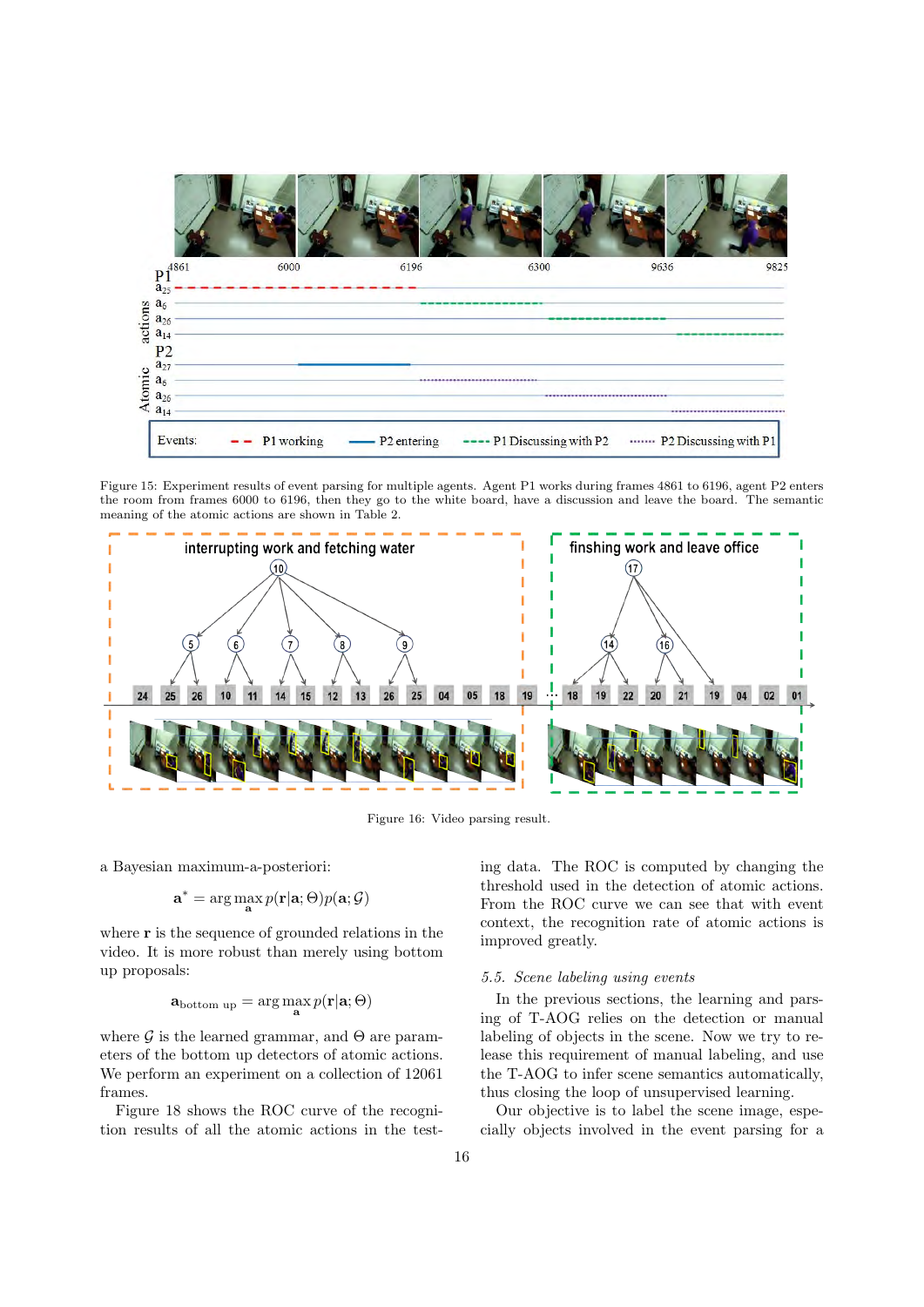Figure 15: Experiment results of event parsing for multiple agents. Agent P1 works during frames 4861 to 6196, agent P2 enters the room from frames 6000 to 6196, then they go to the white board, have a discussion and leave the board. The semantic meaning of the atomic actions are shown in Table 2.

Figure 16: Video parsing result.

a Bayesian maximum-a-posteriori:

$$\mathbf{a}^* = \arg\max_{\mathbf{a}} p(\mathbf{r}|\mathbf{a};\Theta)p(\mathbf{a};\mathcal{G})$$

where $\mathbf{r}$ is the sequence of grounded relations in the video. It is more robust than merely using bottom up proposals:

$$\mathbf{a}_{\text{bottom up}} = \arg\max_{\mathbf{a}} p(\mathbf{r}|\mathbf{a};\Theta)$$

where $\mathcal{G}$ is the learned grammar, and $\Theta$ are parameters of the bottom up detectors of atomic actions. We perform an experiment on a collection of 12061 frames.

Figure 18 shows the ROC curve of the recognition results of all the atomic actions in the testing data. The ROC is computed by changing the threshold used in the detection of atomic actions. From the ROC curve we can see that with event context, the recognition rate of atomic actions is improved greatly.

### *5.5. Scene labeling using events*

In the previous sections, the learning and parsing of T-AOG relies on the detection or manual labeling of objects in the scene. Now we try to release this requirement of manual labeling, and use the T-AOG to infer scene semantics automatically, thus closing the loop of unsupervised learning.

Our objective is to label the scene image, especially objects involved in the event parsing for a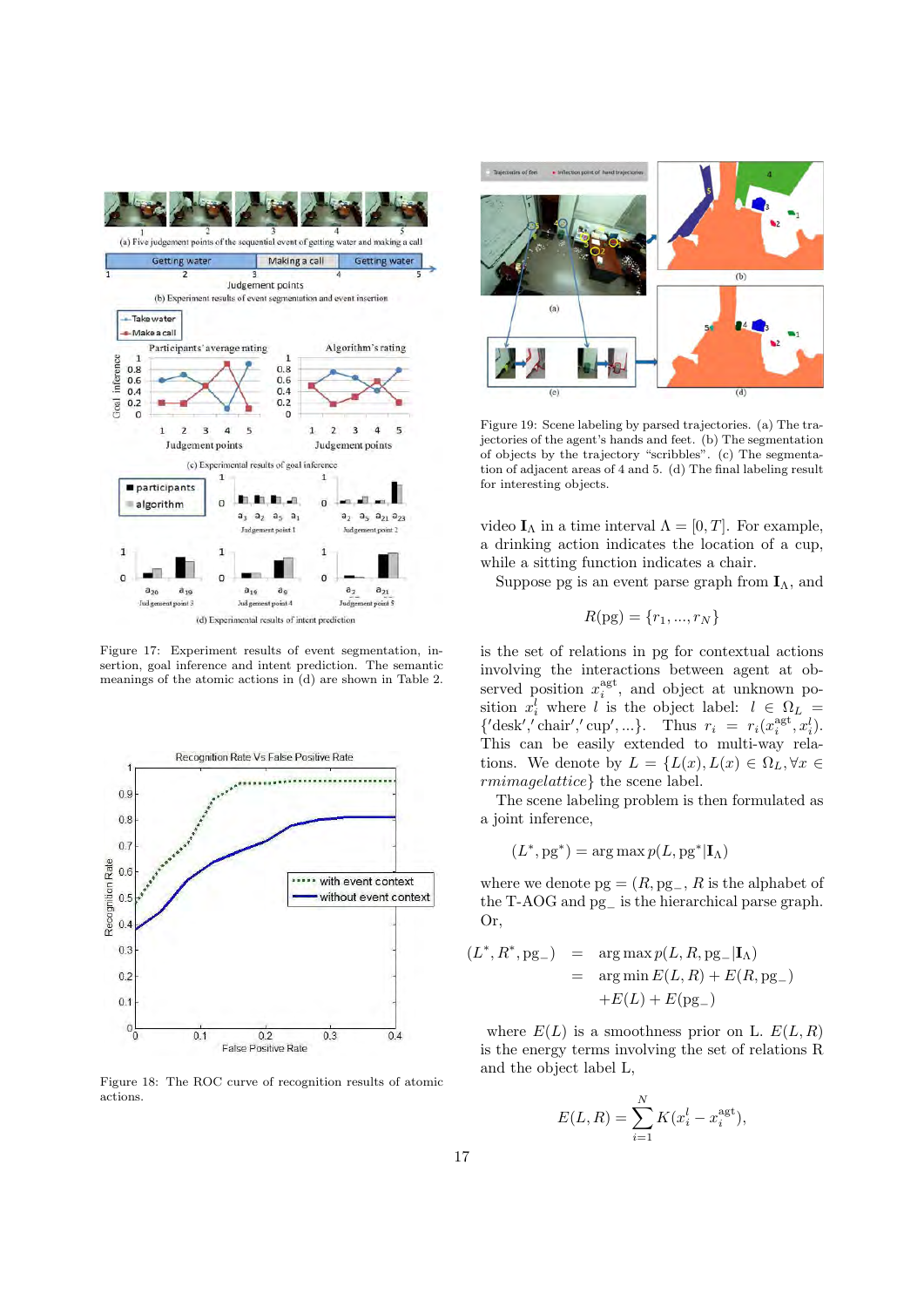(a) Five judgement points of the sequential event of getting water and making a call

Getting water | Making a call | Getting water

1 2 3 4 5

Judgement points

(b) Experiment results of event segmentation and event insertion

Take water
Make a call

Participants' average rating

Algorithm's rating

Goal inference

1
0.8
0.6
0.4
0.2
0

1 2 3 4 5

Judgement points

(c) Experimental results of goal inference

participants
algorithm

$a_3$ $a_2$ $a_5$ $a_1$ Judgement point 1

$a_2$ $a_5$ $a_{21}$ $a_{23}$ Judgement point 2

$a_{20}$ $a_{19}$ Judgement point 3

$a_{16}$ $a_9$ Judgement point 4

$a_2$ $a_{21}$ Judgement point 5

(d) Experimental results of intent prediction

Figure 17: Experiment results of event segmentation, insertion, goal inference and intent prediction. The semantic meanings of the atomic actions in (d) are shown in Table 2.

Recognition Rate Vs False Positive Rate

Recognition Rate

False Positive Rate

with event context
without event context

Figure 18: The ROC curve of recognition results of atomic actions.

Figure 19: Scene labeling by parsed trajectories. (a) The trajectories of the agent's hands and feet. (b) The segmentation of objects by the trajectory "scribbles". (c) The segmentation of adjacent areas of 4 and 5. (d) The final labeling result for interesting objects.

video $\mathbf{I}_\Lambda$ in a time interval $\Lambda = [0, T]$. For example, a drinking action indicates the location of a cup, while a sitting function indicates a chair.

Suppose pg is an event parse graph from $\mathbf{I}_\Lambda$, and

$$R(\text{pg}) = \{r_1, ..., r_N\}$$

is the set of relations in pg for contextual actions involving the interactions between agent at observed position $x_i^{\text{agt}}$, and object at unknown position $x_i^l$ where $l$ is the object label: $l \in \Omega_L = \{\text{'desk','chair','cup'}, ...\}$. Thus $r_i = r_i(x_i^{\text{agt}}, x_i^l)$. This can be easily extended to multi-way relations. We denote by $L = \{L(x), L(x) \in \Omega_L, \forall x \in rmimagelattice\}$ the scene label.

The scene labeling problem is then formulated as a joint inference,

$$(L^*, \text{pg}^*) = \arg\max p(L, \text{pg}^* | \mathbf{I}_\Lambda)$$

where we denote $\text{pg} = (R, \text{pg}_-, R$ is the alphabet of the T-AOG and $\text{pg}_-$ is the hierarchical parse graph. Or,

$$\begin{aligned}(L^*, R^*, \text{pg}_-) &= \arg\max p(L, R, \text{pg}_- | \mathbf{I}_\Lambda) \\ &= \arg\min E(L, R) + E(R, \text{pg}_-) \\ &\quad + E(L) + E(\text{pg}_-)\end{aligned}$$

where $E(L)$ is a smoothness prior on L. $E(L, R)$ is the energy terms involving the set of relations R and the object label L,

$$E(L, R) = \sum_{i=1}^{N} K(x_i^l - x_i^{\text{agt}}),$$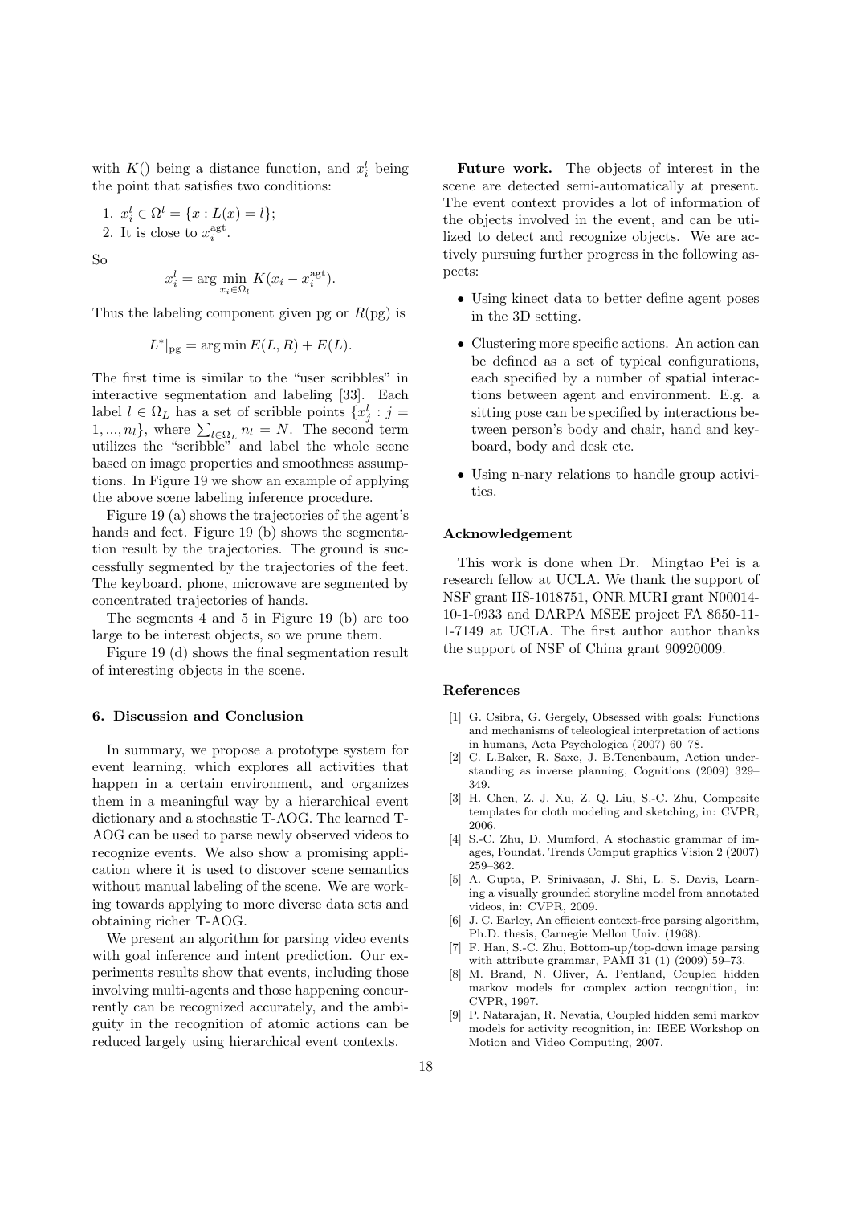with $K()$ being a distance function, and $x_i^l$ being the point that satisfies two conditions:

1. $x_i^l \in \Omega^l = \{x : L(x) = l\}$;
2. It is close to $x_i^{\text{agt}}$.

So

$$x_i^l = \arg\min_{x_i \in \Omega_l} K(x_i - x_i^{\text{agt}}).$$

Thus the labeling component given pg or $R(\text{pg})$ is

$$L^*|_{\text{pg}} = \arg\min E(L, R) + E(L).$$

The first time is similar to the "user scribbles" in interactive segmentation and labeling [33]. Each label $l \in \Omega_L$ has a set of scribble points $\{x_j^l : j = 1, ..., n_l\}$, where $\sum_{l \in \Omega_L} n_l = N$. The second term utilizes the "scribble" and label the whole scene based on image properties and smoothness assumptions. In Figure 19 we show an example of applying the above scene labeling inference procedure.

Figure 19 (a) shows the trajectories of the agent's hands and feet. Figure 19 (b) shows the segmentation result by the trajectories. The ground is successfully segmented by the trajectories of the feet. The keyboard, phone, microwave are segmented by concentrated trajectories of hands.

The segments 4 and 5 in Figure 19 (b) are too large to be interest objects, so we prune them.

Figure 19 (d) shows the final segmentation result of interesting objects in the scene.

## 6. Discussion and Conclusion

In summary, we propose a prototype system for event learning, which explores all activities that happen in a certain environment, and organizes them in a meaningful way by a hierarchical event dictionary and a stochastic T-AOG. The learned T-AOG can be used to parse newly observed videos to recognize events. We also show a promising application where it is used to discover scene semantics without manual labeling of the scene. We are working towards applying to more diverse data sets and obtaining richer T-AOG.

We present an algorithm for parsing video events with goal inference and intent prediction. Our experiments results show that events, including those involving multi-agents and those happening concurrently can be recognized accurately, and the ambiguity in the recognition of atomic actions can be reduced largely using hierarchical event contexts.

**Future work.** The objects of interest in the scene are detected semi-automatically at present. The event context provides a lot of information of the objects involved in the event, and can be utilized to detect and recognize objects. We are actively pursuing further progress in the following aspects:

- Using kinect data to better define agent poses in the 3D setting.
- Clustering more specific actions. An action can be defined as a set of typical configurations, each specified by a number of spatial interactions between agent and environment. E.g. a sitting pose can be specified by interactions between person's body and chair, hand and keyboard, body and desk etc.
- Using n-nary relations to handle group activities.

### Acknowledgement

This work is done when Dr. Mingtao Pei is a research fellow at UCLA. We thank the support of NSF grant IIS-1018751, ONR MURI grant N00014-10-1-0933 and DARPA MSEE project FA 8650-11-1-7149 at UCLA. The first author thanks the support of NSF of China grant 90920009.

### References

[1] G. Csibra, G. Gergely, Obsessed with goals: Functions and mechanisms of teleological interpretation of actions in humans, Acta Psychologica (2007) 60–78.

[2] C. L.Baker, R. Saxe, J. B.Tenenbaum, Action understanding as inverse planning, Cognitions (2009) 329–349.

[3] H. Chen, Z. J. Xu, Z. Q. Liu, S.-C. Zhu, Composite templates for cloth modeling and sketching, in: CVPR, 2006.

[4] S.-C. Zhu, D. Mumford, A stochastic grammar of images, Foundat. Trends Comput graphics Vision 2 (2007) 259–362.

[5] A. Gupta, P. Srinivasan, J. Shi, L. S. Davis, Learning a visually grounded storyline model from annotated videos, in: CVPR, 2009.

[6] J. C. Earley, An efficient context-free parsing algorithm, Ph.D. thesis, Carnegie Mellon Univ. (1968).

[7] F. Han, S.-C. Zhu, Bottom-up/top-down image parsing with attribute grammar, PAMI 31 (1) (2009) 59–73.

[8] M. Brand, N. Oliver, A. Pentland, Coupled hidden markov models for complex action recognition, in: CVPR, 1997.

[9] P. Natarajan, R. Nevatia, Coupled hidden semi markov models for activity recognition, in: IEEE Workshop on Motion and Video Computing, 2007.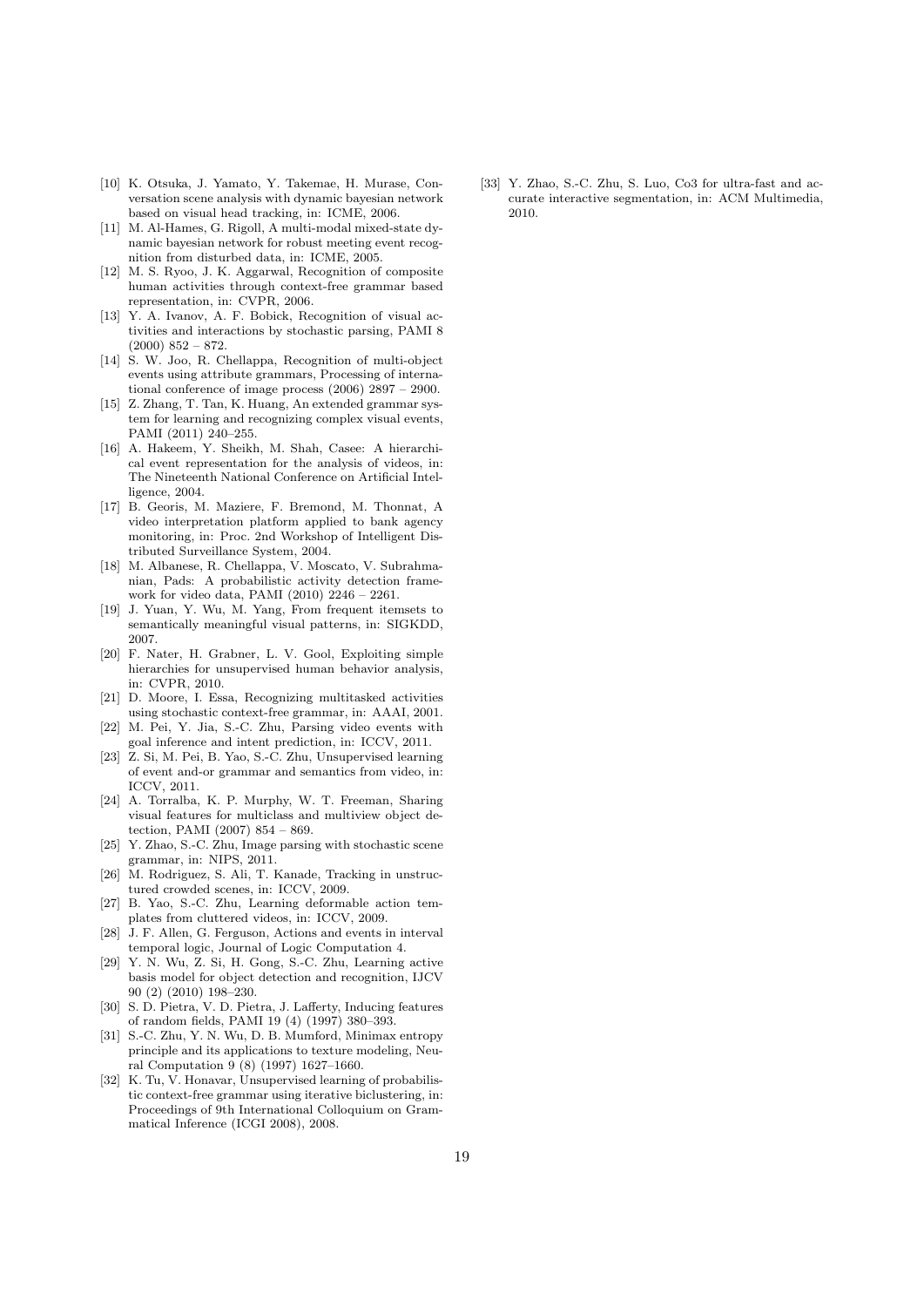[10] K. Otsuka, J. Yamato, Y. Takemae, H. Murase, Conversation scene analysis with dynamic bayesian network based on visual head tracking, in: ICME, 2006.

[11] M. Al-Hames, G. Rigoll, A multi-modal mixed-state dynamic bayesian network for robust meeting event recognition from disturbed data, in: ICME, 2005.

[12] M. S. Ryoo, J. K. Aggarwal, Recognition of composite human activities through context-free grammar based representation, in: CVPR, 2006.

[13] Y. A. Ivanov, A. F. Bobick, Recognition of visual activities and interactions by stochastic parsing, PAMI 8 (2000) 852 – 872.

[14] S. W. Joo, R. Chellappa, Recognition of multi-object events using attribute grammars, Processing of international conference of image process (2006) 2897 – 2900.

[15] Z. Zhang, T. Tan, K. Huang, An extended grammar system for learning and recognizing complex visual events, PAMI (2011) 240–255.

[16] A. Hakeem, Y. Sheikh, M. Shah, Casee: A hierarchical event representation for the analysis of videos, in: The Nineteenth National Conference on Artificial Intelligence, 2004.

[17] B. Georis, M. Maziere, F. Bremond, M. Thonnat, A video interpretation platform applied to bank agency monitoring, in: Proc. 2nd Workshop of Intelligent Distributed Surveillance System, 2004.

[18] M. Albanese, R. Chellappa, V. Moscato, V. Subrahmanian, Pads: A probabilistic activity detection framework for video data, PAMI (2010) 2246 – 2261.

[19] J. Yuan, Y. Wu, M. Yang, From frequent itemsets to semantically meaningful visual patterns, in: SIGKDD, 2007.

[20] F. Nater, H. Grabner, L. V. Gool, Exploiting simple hierarchies for unsupervised human behavior analysis, in: CVPR, 2010.

[21] D. Moore, I. Essa, Recognizing multitasked activities using stochastic context-free grammar, in: AAAI, 2001.

[22] M. Pei, Y. Jia, S.-C. Zhu, Parsing video events with goal inference and intent prediction, in: ICCV, 2011.

[23] Z. Si, M. Pei, B. Yao, S.-C. Zhu, Unsupervised learning of event and-or grammar and semantics from video, in: ICCV, 2011.

[24] A. Torralba, K. P. Murphy, W. T. Freeman, Sharing visual features for multiclass and multiview object detection, PAMI (2007) 854 – 869.

[25] Y. Zhao, S.-C. Zhu, Image parsing with stochastic scene grammar, in: NIPS, 2011.

[26] M. Rodriguez, S. Ali, T. Kanade, Tracking in unstructured crowded scenes, in: ICCV, 2009.

[27] B. Yao, S.-C. Zhu, Learning deformable action templates from cluttered videos, in: ICCV, 2009.

[28] J. F. Allen, G. Ferguson, Actions and events in interval temporal logic, Journal of Logic Computation 4.

[29] Y. N. Wu, Z. Si, H. Gong, S.-C. Zhu, Learning active basis model for object detection and recognition, IJCV 90 (2) (2010) 198–230.

[30] S. D. Pietra, V. D. Pietra, J. Lafferty, Inducing features of random fields, PAMI 19 (4) (1997) 380–393.

[31] S.-C. Zhu, Y. N. Wu, D. B. Mumford, Minimax entropy principle and its applications to texture modeling, Neural Computation 9 (8) (1997) 1627–1660.

[32] K. Tu, V. Honavar, Unsupervised learning of probabilistic context-free grammar using iterative biclustering, in: Proceedings of 9th International Colloquium on Grammatical Inference (ICGI 2008), 2008.

[33] Y. Zhao, S.-C. Zhu, S. Luo, Co3 for ultra-fast and accurate interactive segmentation, in: ACM Multimedia, 2010.